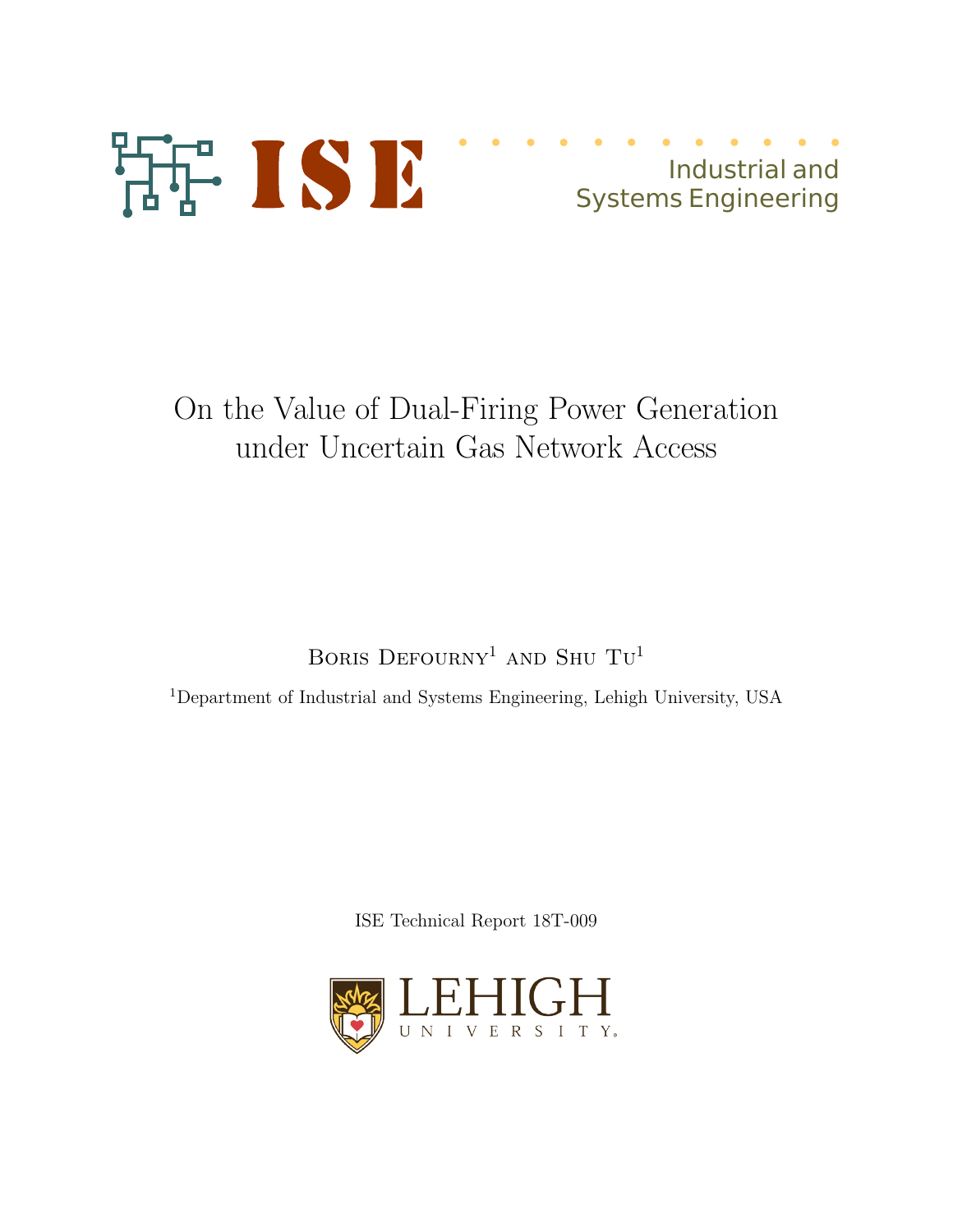ISE Industrial and Systems Engineering

# On the Value of Dual-Firing Power Generation under Uncertain Gas Network Access

Boris Defourny[1] and Shu Tu[1]

[1]Department of Industrial and Systems Engineering, Lehigh University, USA

ISE Technical Report 18T-009

LEHIGH UNIVERSITY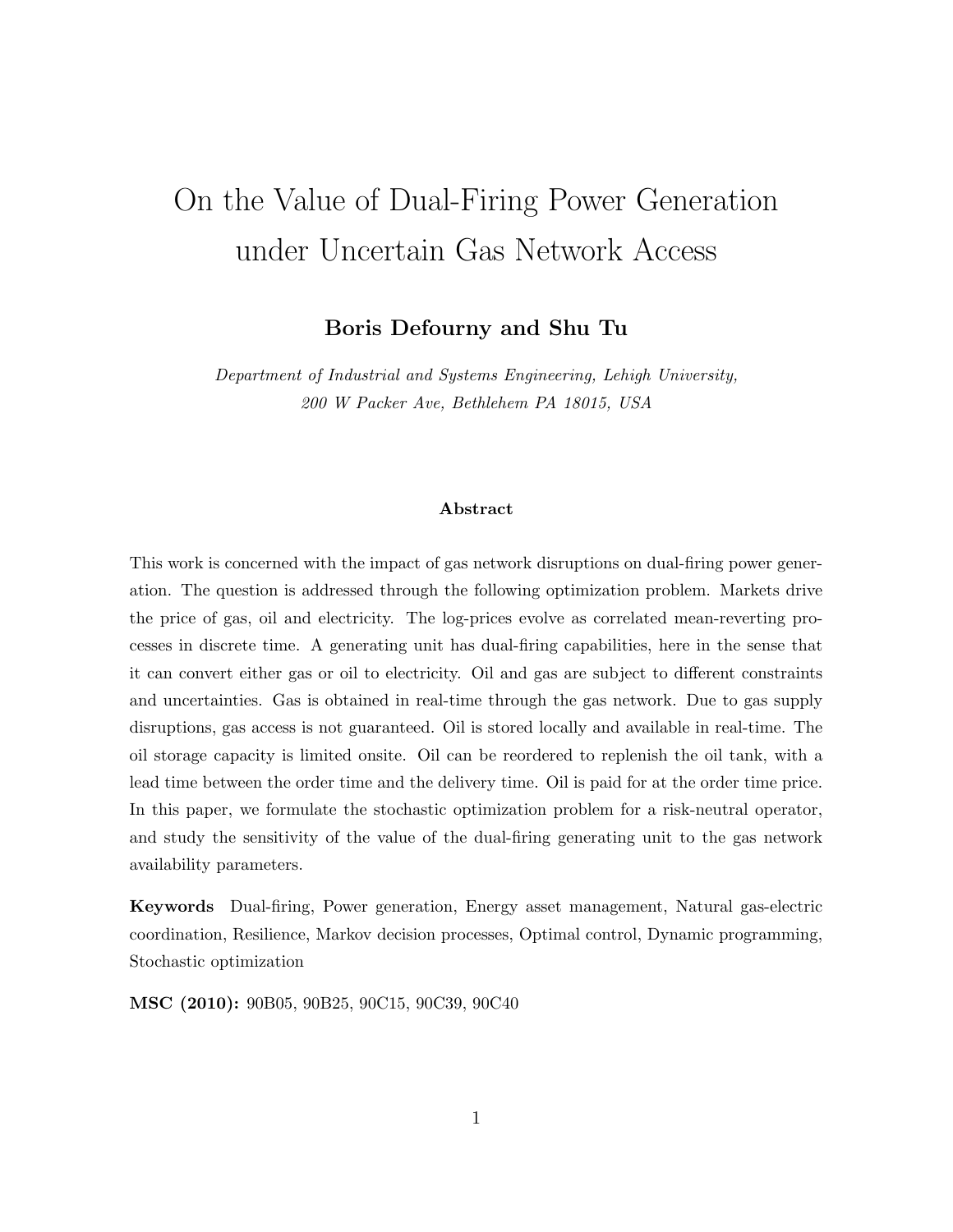# On the Value of Dual-Firing Power Generation under Uncertain Gas Network Access

**Boris Defourny and Shu Tu**

*Department of Industrial and Systems Engineering, Lehigh University,*
*200 W Packer Ave, Bethlehem PA 18015, USA*

### Abstract

This work is concerned with the impact of gas network disruptions on dual-firing power generation. The question is addressed through the following optimization problem. Markets drive the price of gas, oil and electricity. The log-prices evolve as correlated mean-reverting processes in discrete time. A generating unit has dual-firing capabilities, here in the sense that it can convert either gas or oil to electricity. Oil and gas are subject to different constraints and uncertainties. Gas is obtained in real-time through the gas network. Due to gas supply disruptions, gas access is not guaranteed. Oil is stored locally and available in real-time. The oil storage capacity is limited onsite. Oil can be reordered to replenish the oil tank, with a lead time between the order time and the delivery time. Oil is paid for at the order time price. In this paper, we formulate the stochastic optimization problem for a risk-neutral operator, and study the sensitivity of the value of the dual-firing generating unit to the gas network availability parameters.

**Keywords** Dual-firing, Power generation, Energy asset management, Natural gas-electric coordination, Resilience, Markov decision processes, Optimal control, Dynamic programming, Stochastic optimization

**MSC (2010):** 90B05, 90B25, 90C15, 90C39, 90C40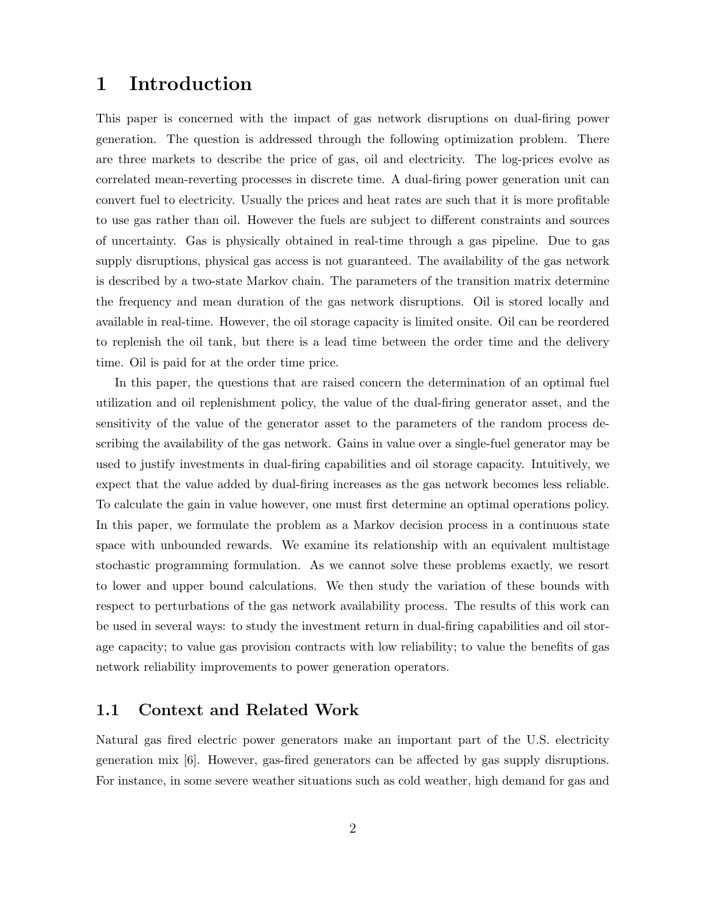# 1 Introduction

This paper is concerned with the impact of gas network disruptions on dual-firing power generation. The question is addressed through the following optimization problem. There are three markets to describe the price of gas, oil and electricity. The log-prices evolve as correlated mean-reverting processes in discrete time. A dual-firing power generation unit can convert fuel to electricity. Usually the prices and heat rates are such that it is more profitable to use gas rather than oil. However the fuels are subject to different constraints and sources of uncertainty. Gas is physically obtained in real-time through a gas pipeline. Due to gas supply disruptions, physical gas access is not guaranteed. The availability of the gas network is described by a two-state Markov chain. The parameters of the transition matrix determine the frequency and mean duration of the gas network disruptions. Oil is stored locally and available in real-time. However, the oil storage capacity is limited onsite. Oil can be reordered to replenish the oil tank, but there is a lead time between the order time and the delivery time. Oil is paid for at the order time price.

In this paper, the questions that are raised concern the determination of an optimal fuel utilization and oil replenishment policy, the value of the dual-firing generator asset, and the sensitivity of the value of the generator asset to the parameters of the random process describing the availability of the gas network. Gains in value over a single-fuel generator may be used to justify investments in dual-firing capabilities and oil storage capacity. Intuitively, we expect that the value added by dual-firing increases as the gas network becomes less reliable. To calculate the gain in value however, one must first determine an optimal operations policy. In this paper, we formulate the problem as a Markov decision process in a continuous state space with unbounded rewards. We examine its relationship with an equivalent multistage stochastic programming formulation. As we cannot solve these problems exactly, we resort to lower and upper bound calculations. We then study the variation of these bounds with respect to perturbations of the gas network availability process. The results of this work can be used in several ways: to study the investment return in dual-firing capabilities and oil storage capacity; to value gas provision contracts with low reliability; to value the benefits of gas network reliability improvements to power generation operators.

## 1.1 Context and Related Work

Natural gas fired electric power generators make an important part of the U.S. electricity generation mix [6]. However, gas-fired generators can be affected by gas supply disruptions. For instance, in some severe weather situations such as cold weather, high demand for gas and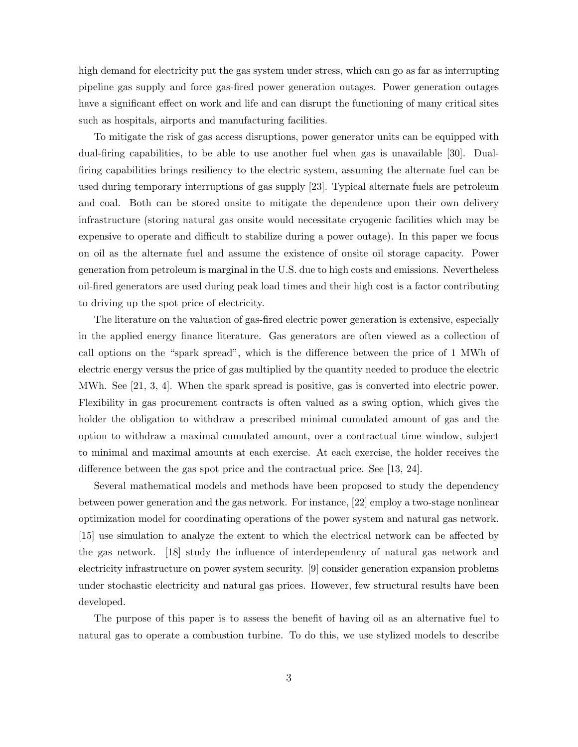high demand for electricity put the gas system under stress, which can go as far as interrupting pipeline gas supply and force gas-fired power generation outages. Power generation outages have a significant effect on work and life and can disrupt the functioning of many critical sites such as hospitals, airports and manufacturing facilities.

To mitigate the risk of gas access disruptions, power generator units can be equipped with dual-firing capabilities, to be able to use another fuel when gas is unavailable [30]. Dual-firing capabilities brings resiliency to the electric system, assuming the alternate fuel can be used during temporary interruptions of gas supply [23]. Typical alternate fuels are petroleum and coal. Both can be stored onsite to mitigate the dependence upon their own delivery infrastructure (storing natural gas onsite would necessitate cryogenic facilities which may be expensive to operate and difficult to stabilize during a power outage). In this paper we focus on oil as the alternate fuel and assume the existence of onsite oil storage capacity. Power generation from petroleum is marginal in the U.S. due to high costs and emissions. Nevertheless oil-fired generators are used during peak load times and their high cost is a factor contributing to driving up the spot price of electricity.

The literature on the valuation of gas-fired electric power generation is extensive, especially in the applied energy finance literature. Gas generators are often viewed as a collection of call options on the "spark spread", which is the difference between the price of 1 MWh of electric energy versus the price of gas multiplied by the quantity needed to produce the electric MWh. See [21, 3, 4]. When the spark spread is positive, gas is converted into electric power. Flexibility in gas procurement contracts is often valued as a swing option, which gives the holder the obligation to withdraw a prescribed minimal cumulated amount of gas and the option to withdraw a maximal cumulated amount, over a contractual time window, subject to minimal and maximal amounts at each exercise. At each exercise, the holder receives the difference between the gas spot price and the contractual price. See [13, 24].

Several mathematical models and methods have been proposed to study the dependency between power generation and the gas network. For instance, [22] employ a two-stage nonlinear optimization model for coordinating operations of the power system and natural gas network. [15] use simulation to analyze the extent to which the electrical network can be affected by the gas network. [18] study the influence of interdependency of natural gas network and electricity infrastructure on power system security. [9] consider generation expansion problems under stochastic electricity and natural gas prices. However, few structural results have been developed.

The purpose of this paper is to assess the benefit of having oil as an alternative fuel to natural gas to operate a combustion turbine. To do this, we use stylized models to describe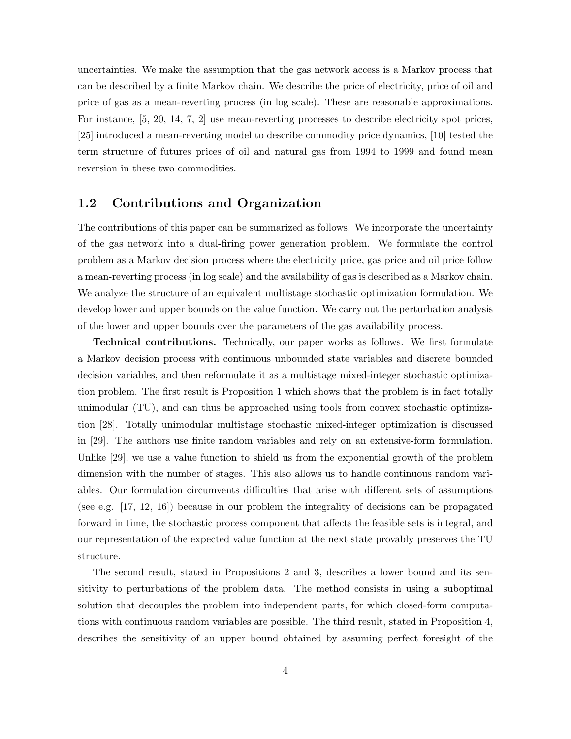uncertainties. We make the assumption that the gas network access is a Markov process that can be described by a finite Markov chain. We describe the price of electricity, price of oil and price of gas as a mean-reverting process (in log scale). These are reasonable approximations. For instance, [5, 20, 14, 7, 2] use mean-reverting processes to describe electricity spot prices, [25] introduced a mean-reverting model to describe commodity price dynamics, [10] tested the term structure of futures prices of oil and natural gas from 1994 to 1999 and found mean reversion in these two commodities.

## 1.2 Contributions and Organization

The contributions of this paper can be summarized as follows. We incorporate the uncertainty of the gas network into a dual-firing power generation problem. We formulate the control problem as a Markov decision process where the electricity price, gas price and oil price follow a mean-reverting process (in log scale) and the availability of gas is described as a Markov chain. We analyze the structure of an equivalent multistage stochastic optimization formulation. We develop lower and upper bounds on the value function. We carry out the perturbation analysis of the lower and upper bounds over the parameters of the gas availability process.

**Technical contributions.** Technically, our paper works as follows. We first formulate a Markov decision process with continuous unbounded state variables and discrete bounded decision variables, and then reformulate it as a multistage mixed-integer stochastic optimization problem. The first result is Proposition 1 which shows that the problem is in fact totally unimodular (TU), and can thus be approached using tools from convex stochastic optimization [28]. Totally unimodular multistage stochastic mixed-integer optimization is discussed in [29]. The authors use finite random variables and rely on an extensive-form formulation. Unlike [29], we use a value function to shield us from the exponential growth of the problem dimension with the number of stages. This also allows us to handle continuous random variables. Our formulation circumvents difficulties that arise with different sets of assumptions (see e.g. [17, 12, 16]) because in our problem the integrality of decisions can be propagated forward in time, the stochastic process component that affects the feasible sets is integral, and our representation of the expected value function at the next state provably preserves the TU structure.

The second result, stated in Propositions 2 and 3, describes a lower bound and its sensitivity to perturbations of the problem data. The method consists in using a suboptimal solution that decouples the problem into independent parts, for which closed-form computations with continuous random variables are possible. The third result, stated in Proposition 4, describes the sensitivity of an upper bound obtained by assuming perfect foresight of the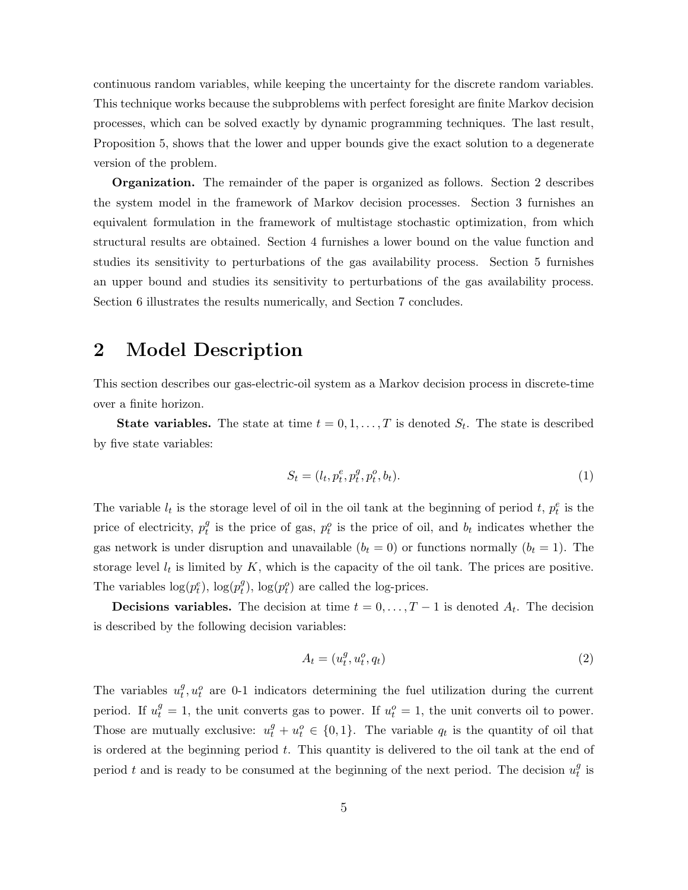continuous random variables, while keeping the uncertainty for the discrete random variables. This technique works because the subproblems with perfect foresight are finite Markov decision processes, which can be solved exactly by dynamic programming techniques. The last result, Proposition 5, shows that the lower and upper bounds give the exact solution to a degenerate version of the problem.

**Organization.** The remainder of the paper is organized as follows. Section 2 describes the system model in the framework of Markov decision processes. Section 3 furnishes an equivalent formulation in the framework of multistage stochastic optimization, from which structural results are obtained. Section 4 furnishes a lower bound on the value function and studies its sensitivity to perturbations of the gas availability process. Section 5 furnishes an upper bound and studies its sensitivity to perturbations of the gas availability process. Section 6 illustrates the results numerically, and Section 7 concludes.

# 2 Model Description

This section describes our gas-electric-oil system as a Markov decision process in discrete-time over a finite horizon.

**State variables.** The state at time $t = 0, 1, \ldots, T$ is denoted $S_t$. The state is described by five state variables:

$$S_t = (l_t, p_t^e, p_t^g, p_t^o, b_t). \tag{1}$$

The variable $l_t$ is the storage level of oil in the oil tank at the beginning of period $t$, $p_t^e$ is the price of electricity, $p_t^g$ is the price of gas, $p_t^o$ is the price of oil, and $b_t$ indicates whether the gas network is under disruption and unavailable ($b_t = 0$) or functions normally ($b_t = 1$). The storage level $l_t$ is limited by $K$, which is the capacity of the oil tank. The prices are positive. The variables $\log(p_t^e)$, $\log(p_t^g)$, $\log(p_t^o)$ are called the log-prices.

**Decisions variables.** The decision at time $t = 0, \ldots, T-1$ is denoted $A_t$. The decision is described by the following decision variables:

$$A_t = (u_t^g, u_t^o, q_t) \tag{2}$$

The variables $u_t^g, u_t^o$ are 0-1 indicators determining the fuel utilization during the current period. If $u_t^g = 1$, the unit converts gas to power. If $u_t^o = 1$, the unit converts oil to power. Those are mutually exclusive: $u_t^g + u_t^o \in \{0, 1\}$. The variable $q_t$ is the quantity of oil that is ordered at the beginning period $t$. This quantity is delivered to the oil tank at the end of period $t$ and is ready to be consumed at the beginning of the next period. The decision $u_t^g$ is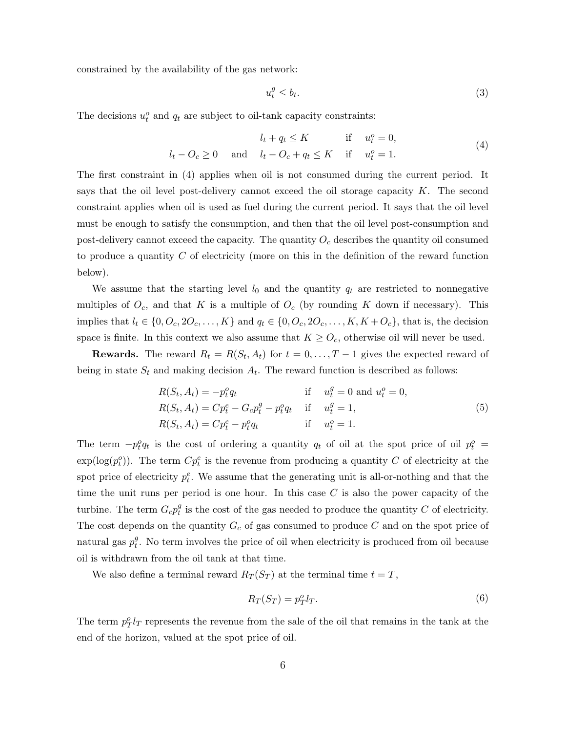constrained by the availability of the gas network:

$$u_t^g \leq b_t. \tag{3}$$

The decisions $u_t^o$ and $q_t$ are subject to oil-tank capacity constraints:

$$\begin{aligned} l_t + q_t \leq K \quad & \quad \text{if} \quad u_t^o = 0, \\ l_t - O_c \geq 0 \quad \text{and} \quad l_t - O_c + q_t \leq K \quad & \quad \text{if} \quad u_t^o = 1. \end{aligned} \tag{4}$$

The first constraint in (4) applies when oil is not consumed during the current period. It says that the oil level post-delivery cannot exceed the oil storage capacity $K$. The second constraint applies when oil is used as fuel during the current period. It says that the oil level must be enough to satisfy the consumption, and then that the oil level post-consumption and post-delivery cannot exceed the capacity. The quantity $O_c$ describes the quantity oil consumed to produce a quantity $C$ of electricity (more on this in the definition of the reward function below).

We assume that the starting level $l_0$ and the quantity $q_t$ are restricted to nonnegative multiples of $O_c$, and that $K$ is a multiple of $O_c$ (by rounding $K$ down if necessary). This implies that $l_t \in \{0, O_c, 2O_c, \ldots, K\}$ and $q_t \in \{0, O_c, 2O_c, \ldots, K, K + O_c\}$, that is, the decision space is finite. In this context we also assume that $K \geq O_c$, otherwise oil will never be used.

**Rewards.** The reward $R_t = R(S_t, A_t)$ for $t = 0, \ldots, T-1$ gives the expected reward of being in state $S_t$ and making decision $A_t$. The reward function is described as follows:

$$\begin{aligned} R(S_t, A_t) &= -p_t^o q_t & \text{if} \quad & u_t^g = 0 \text{ and } u_t^o = 0, \\ R(S_t, A_t) &= Cp_t^e - G_c p_t^g - p_t^o q_t & \text{if} \quad & u_t^g = 1, \\ R(S_t, A_t) &= Cp_t^e - p_t^o q_t & \text{if} \quad & u_t^o = 1. \end{aligned} \tag{5}$$

The term $-p_t^o q_t$ is the cost of ordering a quantity $q_t$ of oil at the spot price of oil $p_t^o = \exp(\log(p_t^o))$. The term $Cp_t^e$ is the revenue from producing a quantity $C$ of electricity at the spot price of electricity $p_t^e$. We assume that the generating unit is all-or-nothing and that the time the unit runs per period is one hour. In this case $C$ is also the power capacity of the turbine. The term $G_c p_t^g$ is the cost of the gas needed to produce the quantity $C$ of electricity. The cost depends on the quantity $G_c$ of gas consumed to produce $C$ and on the spot price of natural gas $p_t^g$. No term involves the price of oil when electricity is produced from oil because oil is withdrawn from the oil tank at that time.

We also define a terminal reward $R_T(S_T)$ at the terminal time $t = T$,

$$R_T(S_T) = p_T^o l_T. \tag{6}$$

The term $p_T^o l_T$ represents the revenue from the sale of the oil that remains in the tank at the end of the horizon, valued at the spot price of oil.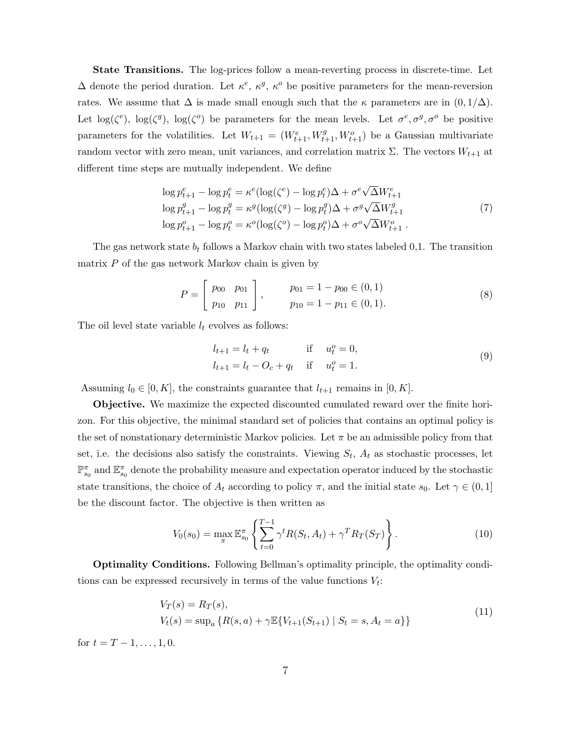**State Transitions.** The log-prices follow a mean-reverting process in discrete-time. Let $\Delta$ denote the period duration. Let $\kappa^e$, $\kappa^g$, $\kappa^o$ be positive parameters for the mean-reversion rates. We assume that $\Delta$ is made small enough such that the $\kappa$ parameters are in $(0, 1/\Delta)$. Let $\log(\zeta^e)$, $\log(\zeta^g)$, $\log(\zeta^o)$ be parameters for the mean levels. Let $\sigma^e, \sigma^g, \sigma^o$ be positive parameters for the volatilities. Let $W_{t+1} = (W^e_{t+1}, W^g_{t+1}, W^o_{t+1})$ be a Gaussian multivariate random vector with zero mean, unit variances, and correlation matrix $\Sigma$. The vectors $W_{t+1}$ at different time steps are mutually independent. We define

$$
\begin{aligned}
\log p^e_{t+1} - \log p^e_t &= \kappa^e(\log(\zeta^e) - \log p^e_t)\Delta + \sigma^e\sqrt{\Delta}W^e_{t+1} \\
\log p^g_{t+1} - \log p^g_t &= \kappa^g(\log(\zeta^g) - \log p^g_t)\Delta + \sigma^g\sqrt{\Delta}W^g_{t+1} \\
\log p^o_{t+1} - \log p^o_t &= \kappa^o(\log(\zeta^o) - \log p^o_t)\Delta + \sigma^o\sqrt{\Delta}W^o_{t+1} \,.
\end{aligned}
\tag{7}
$$

The gas network state $b_t$ follows a Markov chain with two states labeled 0,1. The transition matrix $P$ of the gas network Markov chain is given by

$$
P = \begin{bmatrix} p_{00} & p_{01} \\ p_{10} & p_{11} \end{bmatrix}, \qquad \begin{aligned} p_{01} &= 1 - p_{00} \in (0,1) \\ p_{10} &= 1 - p_{11} \in (0,1). \end{aligned}
\tag{8}
$$

The oil level state variable $l_t$ evolves as follows:

$$
\begin{aligned}
l_{t+1} &= l_t + q_t & \text{if} \quad u^o_t = 0, \\
l_{t+1} &= l_t - O_c + q_t & \text{if} \quad u^o_t = 1.
\end{aligned}
\tag{9}
$$

Assuming $l_0 \in [0, K]$, the constraints guarantee that $l_{t+1}$ remains in $[0, K]$.

**Objective.** We maximize the expected discounted cumulated reward over the finite horizon. For this objective, the minimal standard set of policies that contains an optimal policy is the set of nonstationary deterministic Markov policies. Let $\pi$ be an admissible policy from that set, i.e. the decisions also satisfy the constraints. Viewing $S_t$, $A_t$ as stochastic processes, let $\mathbb{P}^\pi_{s_0}$ and $\mathbb{E}^\pi_{s_0}$ denote the probability measure and expectation operator induced by the stochastic state transitions, the choice of $A_t$ according to policy $\pi$, and the initial state $s_0$. Let $\gamma \in (0, 1]$ be the discount factor. The objective is then written as

$$
V_0(s_0) = \max_\pi \mathbb{E}^\pi_{s_0} \left\{ \sum_{t=0}^{T-1} \gamma^t R(S_t, A_t) + \gamma^T R_T(S_T) \right\}.
\tag{10}
$$

**Optimality Conditions.** Following Bellman's optimality principle, the optimality conditions can be expressed recursively in terms of the value functions $V_t$:

$$
\begin{aligned}
&V_T(s) = R_T(s), \\
&V_t(s) = \sup_a \{R(s, a) + \gamma \mathbb{E}\{V_{t+1}(S_{t+1}) \mid S_t = s, A_t = a\}\}
\end{aligned}
\tag{11}
$$

for $t = T-1, \ldots, 1, 0$.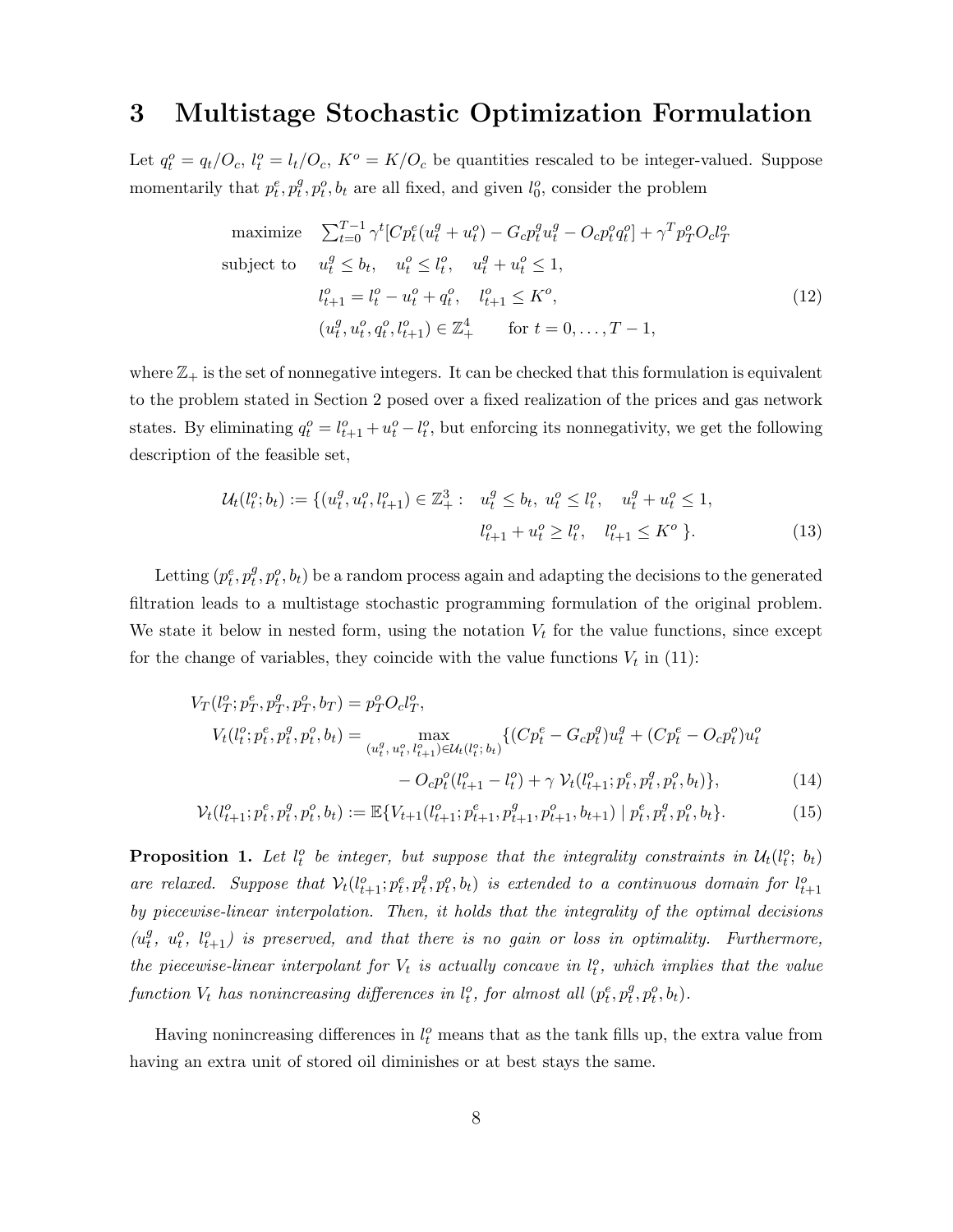# 3 Multistage Stochastic Optimization Formulation

Let $q_t^o = q_t/O_c$, $l_t^o = l_t/O_c$, $K^o = K/O_c$ be quantities rescaled to be integer-valued. Suppose momentarily that $p_t^e, p_t^g, p_t^o, b_t$ are all fixed, and given $l_0^o$, consider the problem

$$
\begin{aligned}
\text{maximize} \quad & \textstyle\sum_{t=0}^{T-1} \gamma^t [C p_t^e (u_t^g + u_t^o) - G_c p_t^g u_t^g - O_c p_t^o q_t^o] + \gamma^T p_T^o O_c l_T^o \\
\text{subject to} \quad & u_t^g \le b_t, \quad u_t^o \le l_t^o, \quad u_t^g + u_t^o \le 1, \\
& l_{t+1}^o = l_t^o - u_t^o + q_t^o, \quad l_{t+1}^o \le K^o, \\
& (u_t^g, u_t^o, q_t^o, l_{t+1}^o) \in \mathbb{Z}_+^4 \qquad \text{for } t = 0, \ldots, T-1,
\end{aligned} \tag{12}
$$

where $\mathbb{Z}_+$ is the set of nonnegative integers. It can be checked that this formulation is equivalent to the problem stated in Section 2 posed over a fixed realization of the prices and gas network states. By eliminating $q_t^o = l_{t+1}^o + u_t^o - l_t^o$, but enforcing its nonnegativity, we get the following description of the feasible set,

$$
\begin{aligned}
\mathcal{U}_t(l_t^o; b_t) := \{(u_t^g, u_t^o, l_{t+1}^o) \in \mathbb{Z}_+^3 : \quad & u_t^g \le b_t, \ u_t^o \le l_t^o, \quad u_t^g + u_t^o \le 1, \\
& l_{t+1}^o + u_t^o \ge l_t^o, \quad l_{t+1}^o \le K^o \ \}.
\end{aligned} \tag{13}
$$

Letting $(p_t^e, p_t^g, p_t^o, b_t)$ be a random process again and adapting the decisions to the generated filtration leads to a multistage stochastic programming formulation of the original problem. We state it below in nested form, using the notation $V_t$ for the value functions, since except for the change of variables, they coincide with the value functions $V_t$ in (11):

$$
\begin{aligned}
V_T(l_T^o; p_T^e, p_T^g, p_T^o, b_T) &= p_T^o O_c l_T^o, \\
V_t(l_t^o; p_t^e, p_t^g, p_t^o, b_t) &= \max_{(u_t^g,\, u_t^o,\, l_{t+1}^o) \in \mathcal{U}_t(l_t^o;\, b_t)} \{(C p_t^e - G_c p_t^g) u_t^g + (C p_t^e - O_c p_t^o) u_t^o \\
&\qquad - O_c p_t^o (l_{t+1}^o - l_t^o) + \gamma\, \mathcal{V}_t(l_{t+1}^o; p_t^e, p_t^g, p_t^o, b_t)\},
\end{aligned} \tag{14}
$$

$$
\mathcal{V}_t(l_{t+1}^o; p_t^e, p_t^g, p_t^o, b_t) := \mathbb{E}\{V_{t+1}(l_{t+1}^o; p_{t+1}^e, p_{t+1}^g, p_{t+1}^o, b_{t+1}) \mid p_t^e, p_t^g, p_t^o, b_t\}. \tag{15}
$$

**Proposition 1.** *Let $l_t^o$ be integer, but suppose that the integrality constraints in $\mathcal{U}_t(l_t^o;\, b_t)$ are relaxed. Suppose that $\mathcal{V}_t(l_{t+1}^o; p_t^e, p_t^g, p_t^o, b_t)$ is extended to a continuous domain for $l_{t+1}^o$ by piecewise-linear interpolation. Then, it holds that the integrality of the optimal decisions $(u_t^g,\ u_t^o,\ l_{t+1}^o)$ is preserved, and that there is no gain or loss in optimality. Furthermore, the piecewise-linear interpolant for $V_t$ is actually concave in $l_t^o$, which implies that the value function $V_t$ has nonincreasing differences in $l_t^o$, for almost all $(p_t^e, p_t^g, p_t^o, b_t)$.*

Having nonincreasing differences in $l_t^o$ means that as the tank fills up, the extra value from having an extra unit of stored oil diminishes or at best stays the same.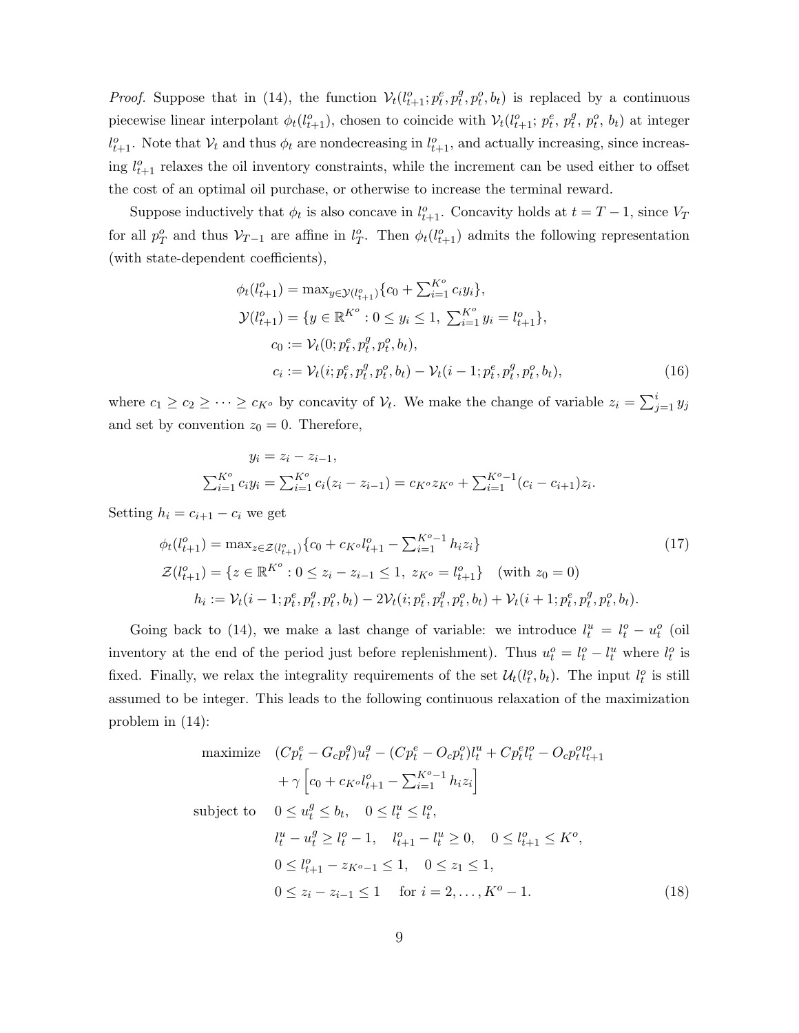*Proof.* Suppose that in (14), the function $\mathcal{V}_t(l^o_{t+1}; p^e_t, p^g_t, p^o_t, b_t)$ is replaced by a continuous piecewise linear interpolant $\phi_t(l^o_{t+1})$, chosen to coincide with $\mathcal{V}_t(l^o_{t+1};\, p^e_t,\, p^g_t,\, p^o_t,\, b_t)$ at integer $l^o_{t+1}$. Note that $\mathcal{V}_t$ and thus $\phi_t$ are nondecreasing in $l^o_{t+1}$, and actually increasing, since increasing $l^o_{t+1}$ relaxes the oil inventory constraints, while the increment can be used either to offset the cost of an optimal oil purchase, or otherwise to increase the terminal reward.

Suppose inductively that $\phi_t$ is also concave in $l^o_{t+1}$. Concavity holds at $t = T-1$, since $V_T$ for all $p^o_T$ and thus $\mathcal{V}_{T-1}$ are affine in $l^o_T$. Then $\phi_t(l^o_{t+1})$ admits the following representation (with state-dependent coefficients),

$$
\begin{aligned}
\phi_t(l^o_{t+1}) &= \max\nolimits_{y \in \mathcal{Y}(l^o_{t+1})} \{c_0 + \textstyle\sum_{i=1}^{K^o} c_i y_i\}, \\
\mathcal{Y}(l^o_{t+1}) &= \{y \in \mathbb{R}^{K^o} : 0 \le y_i \le 1,\ \textstyle\sum_{i=1}^{K^o} y_i = l^o_{t+1}\}, \\
c_0 &:= \mathcal{V}_t(0; p^e_t, p^g_t, p^o_t, b_t), \\
c_i &:= \mathcal{V}_t(i; p^e_t, p^g_t, p^o_t, b_t) - \mathcal{V}_t(i-1; p^e_t, p^g_t, p^o_t, b_t),
\end{aligned} \tag{16}
$$

where $c_1 \ge c_2 \ge \cdots \ge c_{K^o}$ by concavity of $\mathcal{V}_t$. We make the change of variable $z_i = \sum_{j=1}^{i} y_j$ and set by convention $z_0 = 0$. Therefore,

$$
\begin{aligned}
y_i &= z_i - z_{i-1}, \\
\textstyle\sum_{i=1}^{K^o} c_i y_i &= \textstyle\sum_{i=1}^{K^o} c_i (z_i - z_{i-1}) = c_{K^o} z_{K^o} + \textstyle\sum_{i=1}^{K^o-1} (c_i - c_{i+1}) z_i.
\end{aligned}
$$

Setting $h_i = c_{i+1} - c_i$ we get

$$
\begin{aligned}
\phi_t(l^o_{t+1}) &= \max\nolimits_{z \in \mathcal{Z}(l^o_{t+1})} \{c_0 + c_{K^o} l^o_{t+1} - \textstyle\sum_{i=1}^{K^o-1} h_i z_i\} \\
\mathcal{Z}(l^o_{t+1}) &= \{z \in \mathbb{R}^{K^o} : 0 \le z_i - z_{i-1} \le 1,\ z_{K^o} = l^o_{t+1}\} \quad \text{(with } z_0 = 0\text{)} \\
h_i &:= \mathcal{V}_t(i-1; p^e_t, p^g_t, p^o_t, b_t) - 2\mathcal{V}_t(i; p^e_t, p^g_t, p^o_t, b_t) + \mathcal{V}_t(i+1; p^e_t, p^g_t, p^o_t, b_t).
\end{aligned} \tag{17}
$$

Going back to (14), we make a last change of variable: we introduce $l^u_t = l^o_t - u^o_t$ (oil inventory at the end of the period just before replenishment). Thus $u^o_t = l^o_t - l^u_t$ where $l^o_t$ is fixed. Finally, we relax the integrality requirements of the set $\mathcal{U}_t(l^o_t, b_t)$. The input $l^o_t$ is still assumed to be integer. This leads to the following continuous relaxation of the maximization problem in (14):

$$
\begin{aligned}
\text{maximize} \quad & (Cp^e_t - G_c p^g_t) u^g_t - (Cp^e_t - O_c p^o_t) l^u_t + Cp^e_t l^o_t - O_c p^o_t l^o_{t+1} \\
& + \gamma \left[ c_0 + c_{K^o} l^o_{t+1} - \textstyle\sum_{i=1}^{K^o-1} h_i z_i \right] \\
\text{subject to} \quad & 0 \le u^g_t \le b_t, \quad 0 \le l^u_t \le l^o_t, \\
& l^u_t - u^g_t \ge l^o_t - 1, \quad l^o_{t+1} - l^u_t \ge 0, \quad 0 \le l^o_{t+1} \le K^o, \\
& 0 \le l^o_{t+1} - z_{K^o-1} \le 1, \quad 0 \le z_1 \le 1, \\
& 0 \le z_i - z_{i-1} \le 1 \quad \text{for } i = 2, \ldots, K^o - 1.
\end{aligned} \tag{18}
$$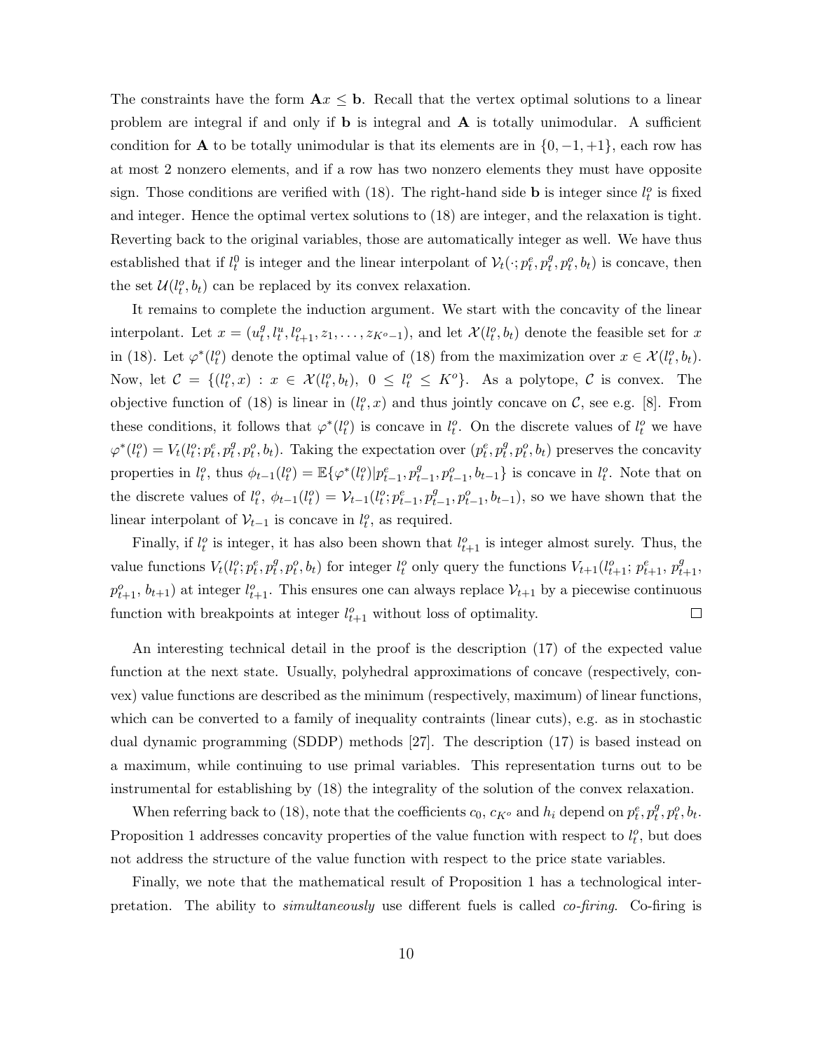The constraints have the form $\mathbf{A}x \leq \mathbf{b}$. Recall that the vertex optimal solutions to a linear problem are integral if and only if $\mathbf{b}$ is integral and $\mathbf{A}$ is totally unimodular. A sufficient condition for $\mathbf{A}$ to be totally unimodular is that its elements are in $\{0, -1, +1\}$, each row has at most 2 nonzero elements, and if a row has two nonzero elements they must have opposite sign. Those conditions are verified with (18). The right-hand side $\mathbf{b}$ is integer since $l_t^o$ is fixed and integer. Hence the optimal vertex solutions to (18) are integer, and the relaxation is tight. Reverting back to the original variables, those are automatically integer as well. We have thus established that if $l_t^0$ is integer and the linear interpolant of $\mathcal{V}_t(\cdot; p_t^e, p_t^g, p_t^o, b_t)$ is concave, then the set $\mathcal{U}(l_t^o, b_t)$ can be replaced by its convex relaxation.

It remains to complete the induction argument. We start with the concavity of the linear interpolant. Let $x = (u_t^g, l_t^u, l_{t+1}^o, z_1, \ldots, z_{K^o-1})$, and let $\mathcal{X}(l_t^o, b_t)$ denote the feasible set for $x$ in (18). Let $\varphi^*(l_t^o)$ denote the optimal value of (18) from the maximization over $x \in \mathcal{X}(l_t^o, b_t)$. Now, let $\mathcal{C} = \{(l_t^o, x) : x \in \mathcal{X}(l_t^o, b_t),\ 0 \leq l_t^o \leq K^o\}$. As a polytope, $\mathcal{C}$ is convex. The objective function of (18) is linear in $(l_t^o, x)$ and thus jointly concave on $\mathcal{C}$, see e.g. [8]. From these conditions, it follows that $\varphi^*(l_t^o)$ is concave in $l_t^o$. On the discrete values of $l_t^o$ we have $\varphi^*(l_t^o) = V_t(l_t^o; p_t^e, p_t^g, p_t^o, b_t)$. Taking the expectation over $(p_t^e, p_t^g, p_t^o, b_t)$ preserves the concavity properties in $l_t^o$, thus $\phi_{t-1}(l_t^o) = \mathbb{E}\{\varphi^*(l_t^o) | p_{t-1}^e, p_{t-1}^g, p_{t-1}^o, b_{t-1}\}$ is concave in $l_t^o$. Note that on the discrete values of $l_t^o$, $\phi_{t-1}(l_t^o) = \mathcal{V}_{t-1}(l_t^o; p_{t-1}^e, p_{t-1}^g, p_{t-1}^o, b_{t-1})$, so we have shown that the linear interpolant of $\mathcal{V}_{t-1}$ is concave in $l_t^o$, as required.

Finally, if $l_t^o$ is integer, it has also been shown that $l_{t+1}^o$ is integer almost surely. Thus, the value functions $V_t(l_t^o; p_t^e, p_t^g, p_t^o, b_t)$ for integer $l_t^o$ only query the functions $V_{t+1}(l_{t+1}^o;\, p_{t+1}^e, p_{t+1}^g, p_{t+1}^o, b_{t+1})$ at integer $l_{t+1}^o$. This ensures one can always replace $\mathcal{V}_{t+1}$ by a piecewise continuous function with breakpoints at integer $l_{t+1}^o$ without loss of optimality. □

An interesting technical detail in the proof is the description (17) of the expected value function at the next state. Usually, polyhedral approximations of concave (respectively, convex) value functions are described as the minimum (respectively, maximum) of linear functions, which can be converted to a family of inequality contraints (linear cuts), e.g. as in stochastic dual dynamic programming (SDDP) methods [27]. The description (17) is based instead on a maximum, while continuing to use primal variables. This representation turns out to be instrumental for establishing by (18) the integrality of the solution of the convex relaxation.

When referring back to (18), note that the coefficients $c_0$, $c_{K^o}$ and $h_i$ depend on $p_t^e, p_t^g, p_t^o, b_t$. Proposition 1 addresses concavity properties of the value function with respect to $l_t^o$, but does not address the structure of the value function with respect to the price state variables.

Finally, we note that the mathematical result of Proposition 1 has a technological interpretation. The ability to *simultaneously* use different fuels is called *co-firing*. Co-firing is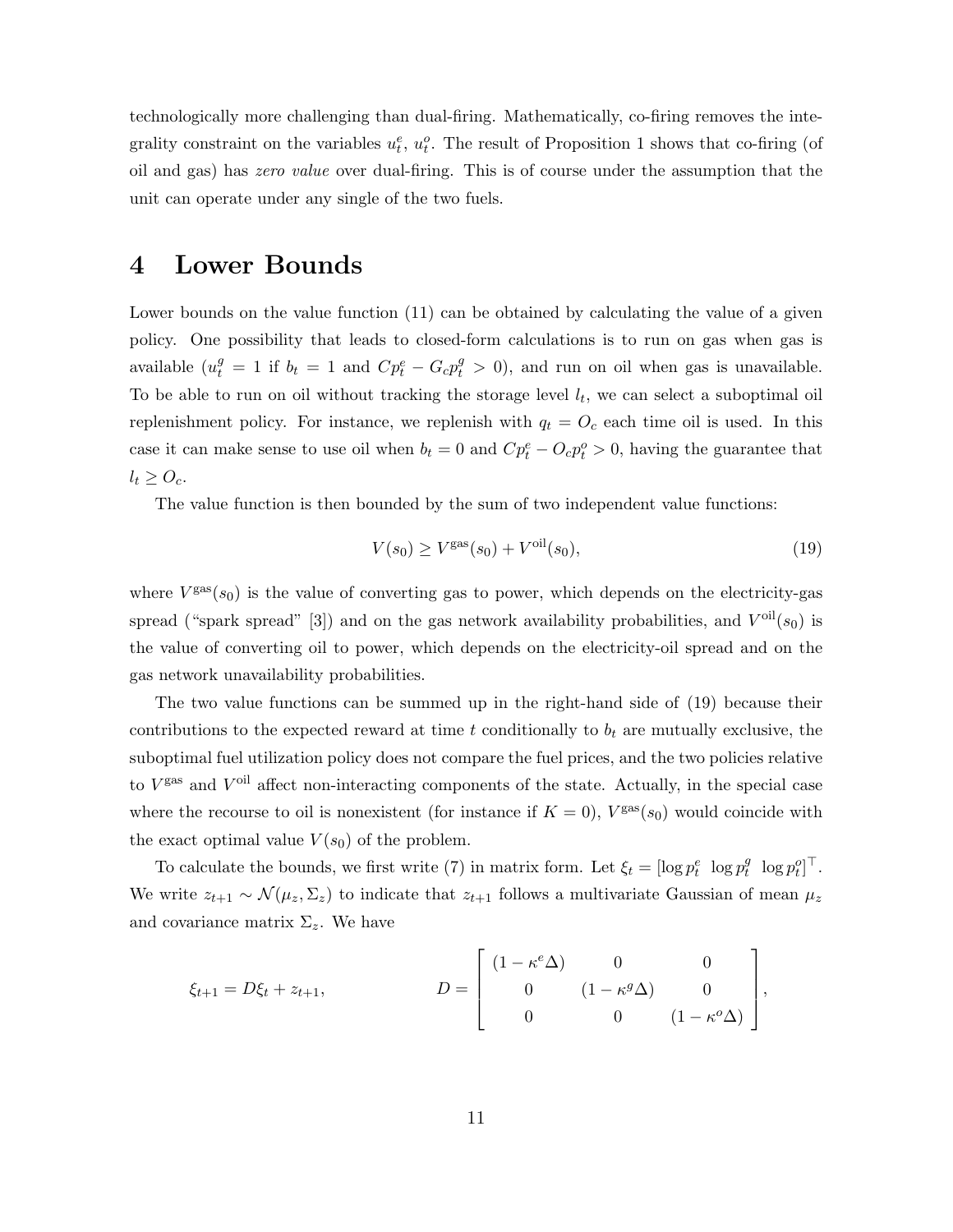technologically more challenging than dual-firing. Mathematically, co-firing removes the integrality constraint on the variables $u_t^e$, $u_t^o$. The result of Proposition 1 shows that co-firing (of oil and gas) has *zero value* over dual-firing. This is of course under the assumption that the unit can operate under any single of the two fuels.

# 4 Lower Bounds

Lower bounds on the value function (11) can be obtained by calculating the value of a given policy. One possibility that leads to closed-form calculations is to run on gas when gas is available ($u_t^g = 1$ if $b_t = 1$ and $Cp_t^e - G_c p_t^g > 0$), and run on oil when gas is unavailable. To be able to run on oil without tracking the storage level $l_t$, we can select a suboptimal oil replenishment policy. For instance, we replenish with $q_t = O_c$ each time oil is used. In this case it can make sense to use oil when $b_t = 0$ and $Cp_t^e - O_c p_t^o > 0$, having the guarantee that $l_t \geq O_c$.

The value function is then bounded by the sum of two independent value functions:

$$V(s_0) \geq V^{\text{gas}}(s_0) + V^{\text{oil}}(s_0), \tag{19}$$

where $V^{\text{gas}}(s_0)$ is the value of converting gas to power, which depends on the electricity-gas spread ("spark spread" [3]) and on the gas network availability probabilities, and $V^{\text{oil}}(s_0)$ is the value of converting oil to power, which depends on the electricity-oil spread and on the gas network unavailability probabilities.

The two value functions can be summed up in the right-hand side of (19) because their contributions to the expected reward at time $t$ conditionally to $b_t$ are mutually exclusive, the suboptimal fuel utilization policy does not compare the fuel prices, and the two policies relative to $V^{\text{gas}}$ and $V^{\text{oil}}$ affect non-interacting components of the state. Actually, in the special case where the recourse to oil is nonexistent (for instance if $K = 0$), $V^{\text{gas}}(s_0)$ would coincide with the exact optimal value $V(s_0)$ of the problem.

To calculate the bounds, we first write (7) in matrix form. Let $\xi_t = [\log p_t^e \;\; \log p_t^g \;\; \log p_t^o]^\top$. We write $z_{t+1} \sim \mathcal{N}(\mu_z, \Sigma_z)$ to indicate that $z_{t+1}$ follows a multivariate Gaussian of mean $\mu_z$ and covariance matrix $\Sigma_z$. We have

$$\xi_{t+1} = D\xi_t + z_{t+1}, \qquad D = \begin{bmatrix} (1 - \kappa^e \Delta) & 0 & 0 \\ 0 & (1 - \kappa^g \Delta) & 0 \\ 0 & 0 & (1 - \kappa^o \Delta) \end{bmatrix},$$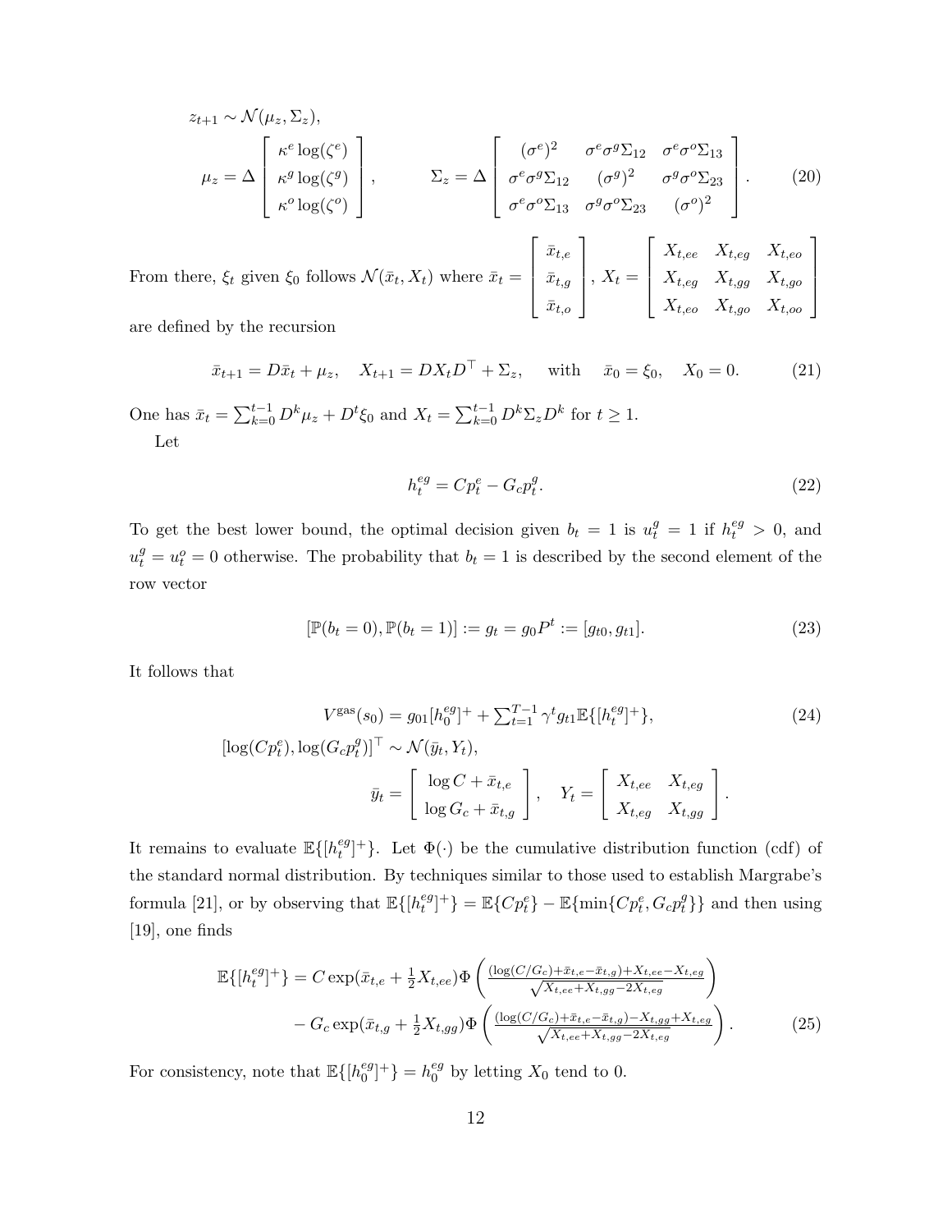$$
z_{t+1} \sim \mathcal{N}(\mu_z, \Sigma_z),
$$

$$
\mu_z = \Delta \left[ \begin{array}{c} \kappa^e \log(\zeta^e) \\ \kappa^g \log(\zeta^g) \\ \kappa^o \log(\zeta^o) \end{array} \right], \qquad \Sigma_z = \Delta \left[ \begin{array}{ccc} (\sigma^e)^2 & \sigma^e \sigma^g \Sigma_{12} & \sigma^e \sigma^o \Sigma_{13} \\ \sigma^e \sigma^g \Sigma_{12} & (\sigma^g)^2 & \sigma^g \sigma^o \Sigma_{23} \\ \sigma^e \sigma^o \Sigma_{13} & \sigma^g \sigma^o \Sigma_{23} & (\sigma^o)^2 \end{array} \right]. \tag{20}
$$

From there, $\xi_t$ given $\xi_0$ follows $\mathcal{N}(\bar{x}_t, X_t)$ where $\bar{x}_t = \left[ \begin{array}{c} \bar{x}_{t,e} \\ \bar{x}_{t,g} \\ \bar{x}_{t,o} \end{array} \right]$, $X_t = \left[ \begin{array}{ccc} X_{t,ee} & X_{t,eg} & X_{t,eo} \\ X_{t,eg} & X_{t,gg} & X_{t,go} \\ X_{t,eo} & X_{t,go} & X_{t,oo} \end{array} \right]$ are defined by the recursion

$$
\bar{x}_{t+1} = D\bar{x}_t + \mu_z, \quad X_{t+1} = DX_tD^\top + \Sigma_z, \quad \text{with} \quad \bar{x}_0 = \xi_0, \quad X_0 = 0. \tag{21}
$$

One has $\bar{x}_t = \sum_{k=0}^{t-1} D^k \mu_z + D^t \xi_0$ and $X_t = \sum_{k=0}^{t-1} D^k \Sigma_z D^k$ for $t \geq 1$.

Let

$$
h_t^{eg} = Cp_t^e - G_c p_t^g. \tag{22}
$$

To get the best lower bound, the optimal decision given $b_t = 1$ is $u_t^g = 1$ if $h_t^{eg} > 0$, and $u_t^g = u_t^o = 0$ otherwise. The probability that $b_t = 1$ is described by the second element of the row vector

$$
[\mathbb{P}(b_t = 0), \mathbb{P}(b_t = 1)] := g_t = g_0 P^t := [g_{t0}, g_{t1}]. \tag{23}
$$

It follows that

$$
\begin{aligned}
V^{\text{gas}}(s_0) &= g_{01}[h_0^{eg}]^+ + \textstyle\sum_{t=1}^{T-1} \gamma^t g_{t1} \mathbb{E}\{[h_t^{eg}]^+\}, \qquad (24) \\
[\log(Cp_t^e), \log(G_c p_t^g)]^\top &\sim \mathcal{N}(\bar{y}_t, Y_t), \\
\bar{y}_t &= \left[ \begin{array}{c} \log C + \bar{x}_{t,e} \\ \log G_c + \bar{x}_{t,g} \end{array} \right], \quad Y_t = \left[ \begin{array}{cc} X_{t,ee} & X_{t,eg} \\ X_{t,eg} & X_{t,gg} \end{array} \right].
\end{aligned}
$$

It remains to evaluate $\mathbb{E}\{[h_t^{eg}]^+\}$. Let $\Phi(\cdot)$ be the cumulative distribution function (cdf) of the standard normal distribution. By techniques similar to those used to establish Margrabe's formula [21], or by observing that $\mathbb{E}\{[h_t^{eg}]^+\} = \mathbb{E}\{Cp_t^e\} - \mathbb{E}\{\min\{Cp_t^e, G_c p_t^g\}\}$ and then using [19], one finds

$$
\begin{aligned}
\mathbb{E}\{[h_t^{eg}]^+\} = &\; C \exp(\bar{x}_{t,e} + \tfrac{1}{2} X_{t,ee}) \Phi \left( \tfrac{(\log(C/G_c) + \bar{x}_{t,e} - \bar{x}_{t,g}) + X_{t,ee} - X_{t,eg}}{\sqrt{X_{t,ee} + X_{t,gg} - 2X_{t,eg}}} \right) \\
&- G_c \exp(\bar{x}_{t,g} + \tfrac{1}{2} X_{t,gg}) \Phi \left( \tfrac{(\log(C/G_c) + \bar{x}_{t,e} - \bar{x}_{t,g}) - X_{t,gg} + X_{t,eg}}{\sqrt{X_{t,ee} + X_{t,gg} - 2X_{t,eg}}} \right). \qquad (25)
\end{aligned}
$$

For consistency, note that $\mathbb{E}\{[h_0^{eg}]^+\} = h_0^{eg}$ by letting $X_0$ tend to 0.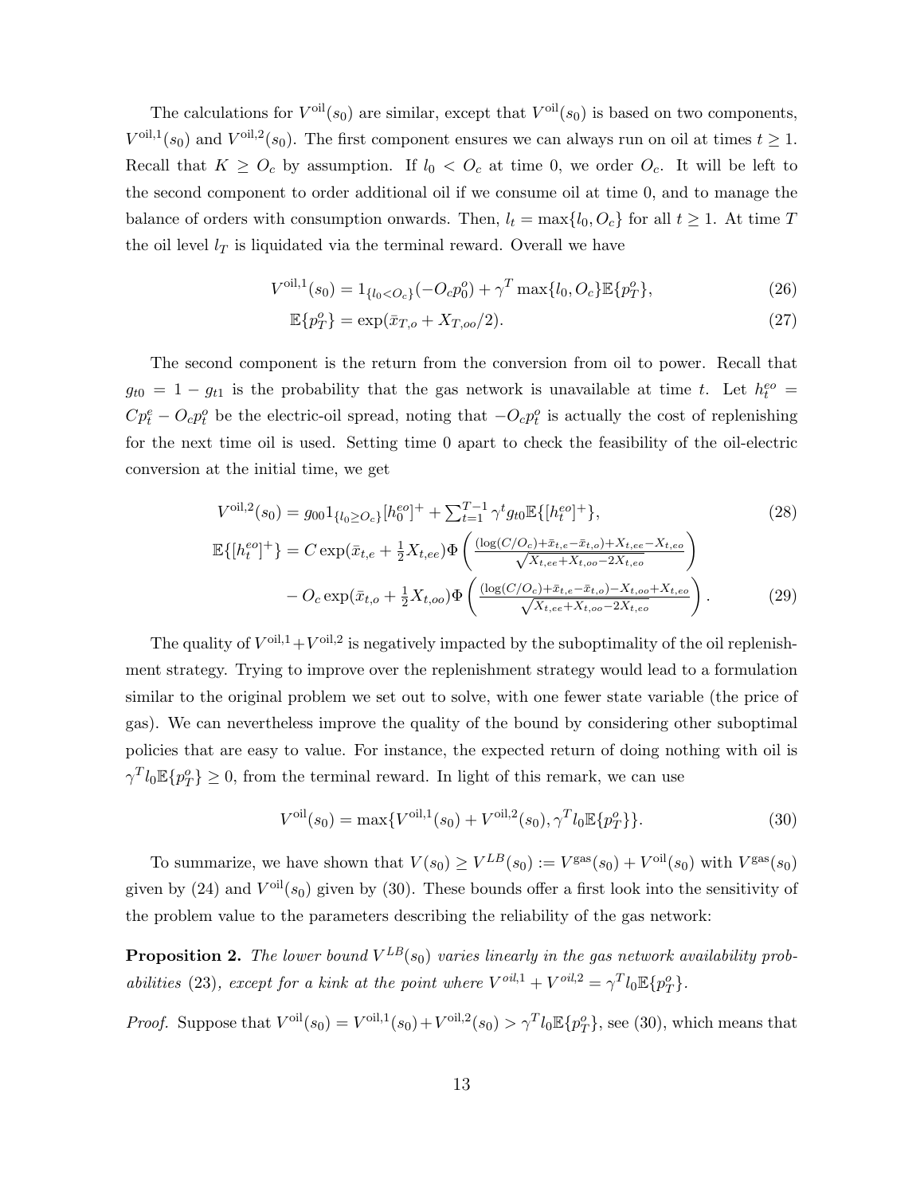The calculations for $V^{\text{oil}}(s_0)$ are similar, except that $V^{\text{oil}}(s_0)$ is based on two components, $V^{\text{oil},1}(s_0)$ and $V^{\text{oil},2}(s_0)$. The first component ensures we can always run on oil at times $t \geq 1$. Recall that $K \geq O_c$ by assumption. If $l_0 < O_c$ at time 0, we order $O_c$. It will be left to the second component to order additional oil if we consume oil at time 0, and to manage the balance of orders with consumption onwards. Then, $l_t = \max\{l_0, O_c\}$ for all $t \geq 1$. At time $T$ the oil level $l_T$ is liquidated via the terminal reward. Overall we have

$$V^{\text{oil},1}(s_0) = 1_{\{l_0 < O_c\}}(-O_c p_0^o) + \gamma^T \max\{l_0, O_c\}\mathbb{E}\{p_T^o\}, \tag{26}$$

$$\mathbb{E}\{p_T^o\} = \exp(\bar{x}_{T,o} + X_{T,oo}/2). \tag{27}$$

The second component is the return from the conversion from oil to power. Recall that $g_{t0} = 1 - g_{t1}$ is the probability that the gas network is unavailable at time $t$. Let $h_t^{eo} = Cp_t^e - O_c p_t^o$ be the electric-oil spread, noting that $-O_c p_t^o$ is actually the cost of replenishing for the next time oil is used. Setting time 0 apart to check the feasibility of the oil-electric conversion at the initial time, we get

$$V^{\text{oil},2}(s_0) = g_{00}1_{\{l_0 \geq O_c\}}[h_0^{eo}]^+ + \textstyle\sum_{t=1}^{T-1} \gamma^t g_{t0}\mathbb{E}\{[h_t^{eo}]^+\}, \tag{28}$$

$$\begin{aligned}
\mathbb{E}\{[h_t^{eo}]^+\} &= C\exp(\bar{x}_{t,e} + \tfrac{1}{2}X_{t,ee})\Phi\left(\tfrac{(\log(C/O_c)+\bar{x}_{t,e}-\bar{x}_{t,o})+X_{t,ee}-X_{t,eo}}{\sqrt{X_{t,ee}+X_{t,oo}-2X_{t,eo}}}\right) \\
&\quad - O_c\exp(\bar{x}_{t,o} + \tfrac{1}{2}X_{t,oo})\Phi\left(\tfrac{(\log(C/O_c)+\bar{x}_{t,e}-\bar{x}_{t,o})-X_{t,oo}+X_{t,eo}}{\sqrt{X_{t,ee}+X_{t,oo}-2X_{t,eo}}}\right).
\end{aligned} \tag{29}$$

The quality of $V^{\text{oil},1}+V^{\text{oil},2}$ is negatively impacted by the suboptimality of the oil replenishment strategy. Trying to improve over the replenishment strategy would lead to a formulation similar to the original problem we set out to solve, with one fewer state variable (the price of gas). We can nevertheless improve the quality of the bound by considering other suboptimal policies that are easy to value. For instance, the expected return of doing nothing with oil is $\gamma^T l_0 \mathbb{E}\{p_T^o\} \geq 0$, from the terminal reward. In light of this remark, we can use

$$V^{\text{oil}}(s_0) = \max\{V^{\text{oil},1}(s_0) + V^{\text{oil},2}(s_0), \gamma^T l_0 \mathbb{E}\{p_T^o\}\}. \tag{30}$$

To summarize, we have shown that $V(s_0) \geq V^{LB}(s_0) := V^{\text{gas}}(s_0) + V^{\text{oil}}(s_0)$ with $V^{\text{gas}}(s_0)$ given by (24) and $V^{\text{oil}}(s_0)$ given by (30). These bounds offer a first look into the sensitivity of the problem value to the parameters describing the reliability of the gas network:

**Proposition 2.** *The lower bound $V^{LB}(s_0)$ varies linearly in the gas network availability probabilities* (23)*, except for a kink at the point where $V^{oil,1} + V^{oil,2} = \gamma^T l_0 \mathbb{E}\{p_T^o\}$.*

*Proof.* Suppose that $V^{\text{oil}}(s_0) = V^{\text{oil},1}(s_0) + V^{\text{oil},2}(s_0) > \gamma^T l_0 \mathbb{E}\{p_T^o\}$, see (30), which means that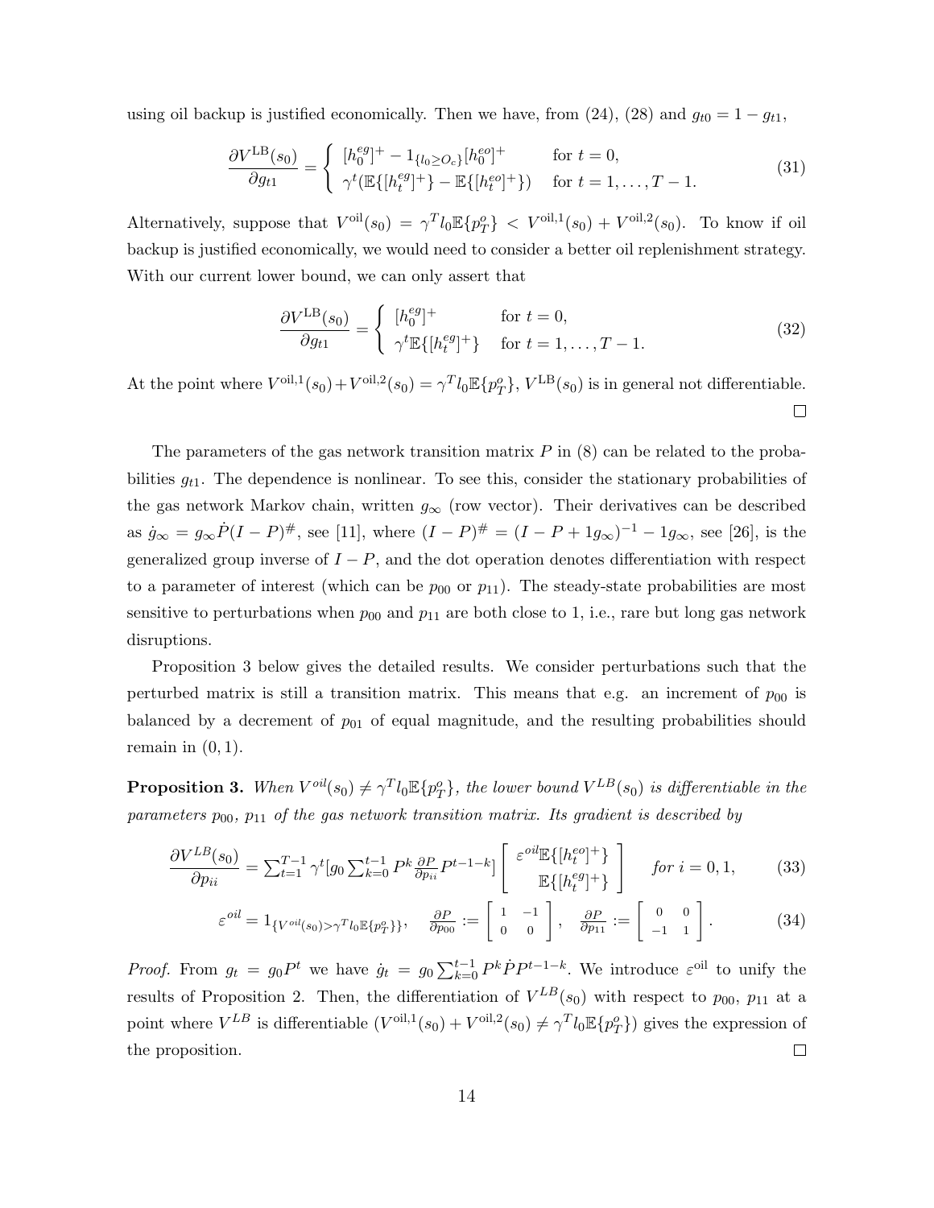using oil backup is justified economically. Then we have, from (24), (28) and $g_{t0} = 1 - g_{t1}$,

$$\frac{\partial V^{\mathrm{LB}}(s_0)}{\partial g_{t1}} = \begin{cases} [h_0^{eg}]^+ - 1_{\{l_0 \geq O_c\}}[h_0^{eo}]^+ & \text{for } t = 0, \\ \gamma^t(\mathbb{E}\{[h_t^{eg}]^+\} - \mathbb{E}\{[h_t^{eo}]^+\}) & \text{for } t = 1, \ldots, T-1. \end{cases} \tag{31}$$

Alternatively, suppose that $V^{\mathrm{oil}}(s_0) = \gamma^T l_0 \mathbb{E}\{p_T^o\} < V^{\mathrm{oil},1}(s_0) + V^{\mathrm{oil},2}(s_0)$. To know if oil backup is justified economically, we would need to consider a better oil replenishment strategy. With our current lower bound, we can only assert that

$$\frac{\partial V^{\mathrm{LB}}(s_0)}{\partial g_{t1}} = \begin{cases} [h_0^{eg}]^+ & \text{for } t = 0, \\ \gamma^t \mathbb{E}\{[h_t^{eg}]^+\} & \text{for } t = 1, \ldots, T-1. \end{cases} \tag{32}$$

At the point where $V^{\mathrm{oil},1}(s_0) + V^{\mathrm{oil},2}(s_0) = \gamma^T l_0 \mathbb{E}\{p_T^o\}$, $V^{\mathrm{LB}}(s_0)$ is in general not differentiable. □

The parameters of the gas network transition matrix $P$ in (8) can be related to the probabilities $g_{t1}$. The dependence is nonlinear. To see this, consider the stationary probabilities of the gas network Markov chain, written $g_\infty$ (row vector). Their derivatives can be described as $\dot{g}_\infty = g_\infty \dot{P}(I-P)^\#$, see [11], where $(I-P)^\# = (I - P + 1g_\infty)^{-1} - 1g_\infty$, see [26], is the generalized group inverse of $I - P$, and the dot operation denotes differentiation with respect to a parameter of interest (which can be $p_{00}$ or $p_{11}$). The steady-state probabilities are most sensitive to perturbations when $p_{00}$ and $p_{11}$ are both close to 1, i.e., rare but long gas network disruptions.

Proposition 3 below gives the detailed results. We consider perturbations such that the perturbed matrix is still a transition matrix. This means that e.g. an increment of $p_{00}$ is balanced by a decrement of $p_{01}$ of equal magnitude, and the resulting probabilities should remain in $(0, 1)$.

**Proposition 3.** *When $V^{oil}(s_0) \neq \gamma^T l_0 \mathbb{E}\{p_T^o\}$, the lower bound $V^{LB}(s_0)$ is differentiable in the parameters $p_{00}$, $p_{11}$ of the gas network transition matrix. Its gradient is described by*

$$\frac{\partial V^{LB}(s_0)}{\partial p_{ii}} = \textstyle\sum_{t=1}^{T-1} \gamma^t [g_0 \sum_{k=0}^{t-1} P^k \frac{\partial P}{\partial p_{ii}} P^{t-1-k}] \begin{bmatrix} \varepsilon^{oil}\mathbb{E}\{[h_t^{eo}]^+\} \\ \mathbb{E}\{[h_t^{eg}]^+\} \end{bmatrix} \quad \textit{for } i = 0, 1, \tag{33}$$

$$\varepsilon^{oil} = 1_{\{V^{oil}(s_0) > \gamma^T l_0 \mathbb{E}\{p_T^o\}\}}, \quad \frac{\partial P}{\partial p_{00}} := \begin{bmatrix} 1 & -1 \\ 0 & 0 \end{bmatrix}, \quad \frac{\partial P}{\partial p_{11}} := \begin{bmatrix} 0 & 0 \\ -1 & 1 \end{bmatrix}. \tag{34}$$

*Proof.* From $g_t = g_0 P^t$ we have $\dot{g}_t = g_0 \sum_{k=0}^{t-1} P^k \dot{P} P^{t-1-k}$. We introduce $\varepsilon^{\mathrm{oil}}$ to unify the results of Proposition 2. Then, the differentiation of $V^{LB}(s_0)$ with respect to $p_{00}$, $p_{11}$ at a point where $V^{LB}$ is differentiable ($V^{\mathrm{oil},1}(s_0) + V^{\mathrm{oil},2}(s_0) \neq \gamma^T l_0 \mathbb{E}\{p_T^o\}$) gives the expression of the proposition. □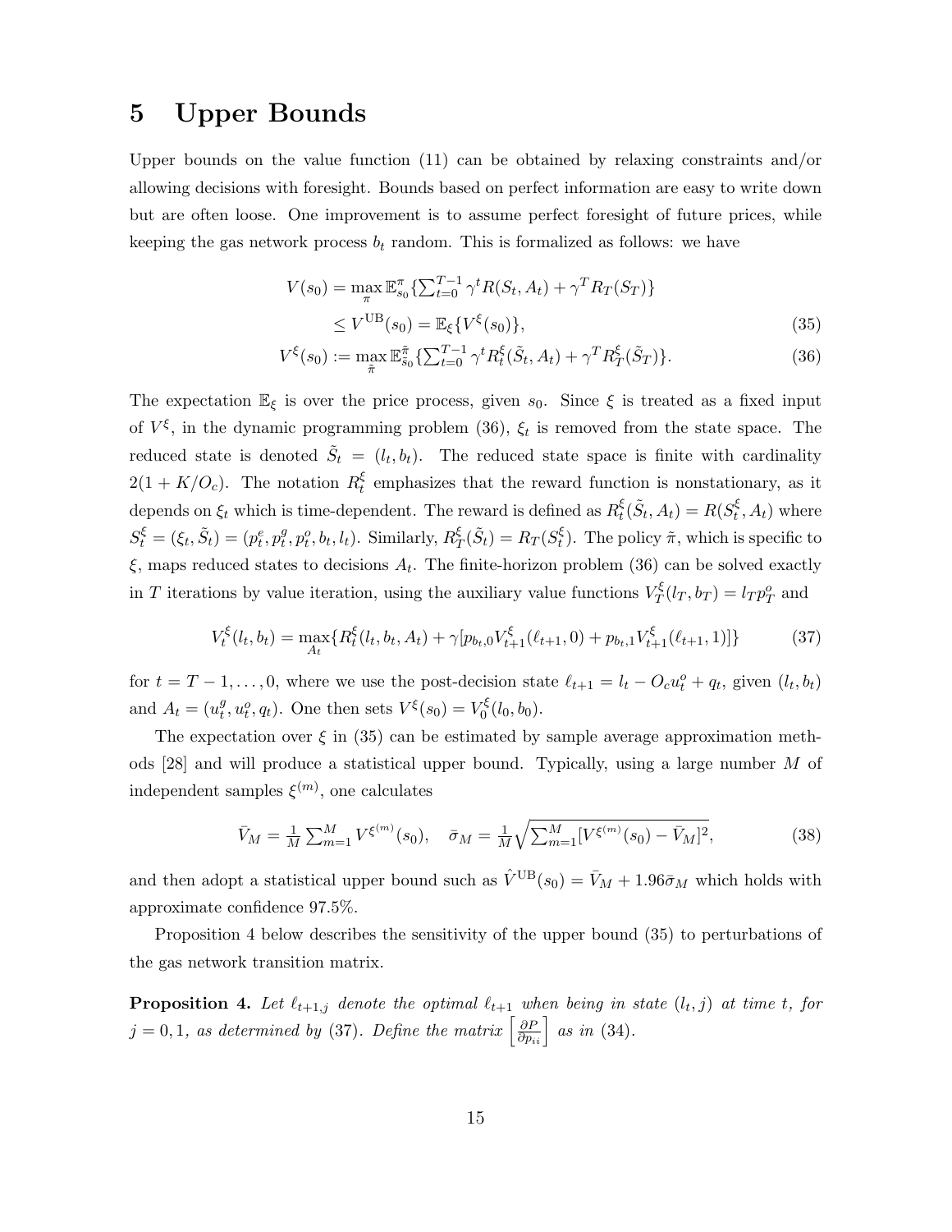# 5 Upper Bounds

Upper bounds on the value function (11) can be obtained by relaxing constraints and/or allowing decisions with foresight. Bounds based on perfect information are easy to write down but are often loose. One improvement is to assume perfect foresight of future prices, while keeping the gas network process $b_t$ random. This is formalized as follows: we have

$$
\begin{aligned}
V(s_0) &= \max_{\pi} \mathbb{E}^{\pi}_{s_0}\{\textstyle\sum_{t=0}^{T-1} \gamma^t R(S_t, A_t) + \gamma^T R_T(S_T)\} \\
&\leq V^{\mathrm{UB}}(s_0) = \mathbb{E}_{\xi}\{V^{\xi}(s_0)\}, \qquad (35)
\end{aligned}
$$

$$
V^{\xi}(s_0) := \max_{\tilde{\pi}} \mathbb{E}^{\tilde{\pi}}_{\tilde{s}_0}\{\textstyle\sum_{t=0}^{T-1} \gamma^t R^{\xi}_t(\tilde{S}_t, A_t) + \gamma^T R^{\xi}_T(\tilde{S}_T)\}. \qquad (36)
$$

The expectation $\mathbb{E}_{\xi}$ is over the price process, given $s_0$. Since $\xi$ is treated as a fixed input of $V^{\xi}$, in the dynamic programming problem (36), $\xi_t$ is removed from the state space. The reduced state is denoted $\tilde{S}_t = (l_t, b_t)$. The reduced state space is finite with cardinality $2(1 + K/O_c)$. The notation $R^{\xi}_t$ emphasizes that the reward function is nonstationary, as it depends on $\xi_t$ which is time-dependent. The reward is defined as $R^{\xi}_t(\tilde{S}_t, A_t) = R(S^{\xi}_t, A_t)$ where $S^{\xi}_t = (\xi_t, \tilde{S}_t) = (p^e_t, p^g_t, p^o_t, b_t, l_t)$. Similarly, $R^{\xi}_T(\tilde{S}_t) = R_T(S^{\xi}_t)$. The policy $\tilde{\pi}$, which is specific to $\xi$, maps reduced states to decisions $A_t$. The finite-horizon problem (36) can be solved exactly in $T$ iterations by value iteration, using the auxiliary value functions $V^{\xi}_T(l_T, b_T) = l_T p^o_T$ and

$$
V^{\xi}_t(l_t, b_t) = \max_{A_t}\{R^{\xi}_t(l_t, b_t, A_t) + \gamma[p_{b_t,0} V^{\xi}_{t+1}(\ell_{t+1}, 0) + p_{b_t,1} V^{\xi}_{t+1}(\ell_{t+1}, 1)]\} \qquad (37)
$$

for $t = T-1, \ldots, 0$, where we use the post-decision state $\ell_{t+1} = l_t - O_c u^o_t + q_t$, given $(l_t, b_t)$ and $A_t = (u^g_t, u^o_t, q_t)$. One then sets $V^{\xi}(s_0) = V^{\xi}_0(l_0, b_0)$.

The expectation over $\xi$ in (35) can be estimated by sample average approximation methods [28] and will produce a statistical upper bound. Typically, using a large number $M$ of independent samples $\xi^{(m)}$, one calculates

$$
\bar{V}_M = \tfrac{1}{M}\textstyle\sum_{m=1}^{M} V^{\xi^{(m)}}(s_0), \quad \bar{\sigma}_M = \tfrac{1}{M}\sqrt{\textstyle\sum_{m=1}^{M}[V^{\xi^{(m)}}(s_0) - \bar{V}_M]^2}, \qquad (38)
$$

and then adopt a statistical upper bound such as $\hat{V}^{\mathrm{UB}}(s_0) = \bar{V}_M + 1.96\bar{\sigma}_M$ which holds with approximate confidence 97.5%.

Proposition 4 below describes the sensitivity of the upper bound (35) to perturbations of the gas network transition matrix.

**Proposition 4.** *Let $\ell_{t+1,j}$ denote the optimal $\ell_{t+1}$ when being in state $(l_t, j)$ at time $t$, for $j = 0, 1$, as determined by (37). Define the matrix $\left[\frac{\partial P}{\partial p_{ii}}\right]$ as in (34).*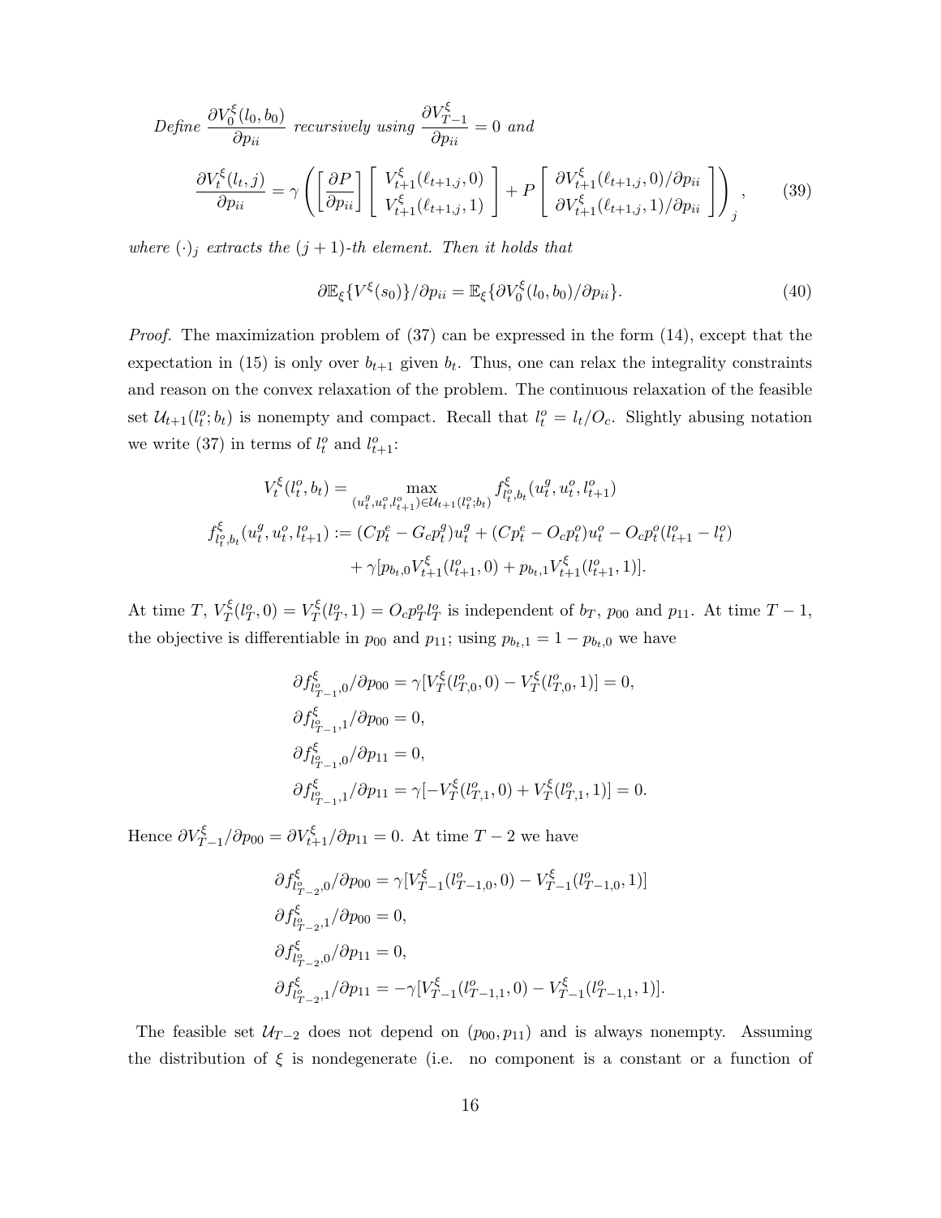*Define* $\dfrac{\partial V_0^\xi(l_0, b_0)}{\partial p_{ii}}$ *recursively using* $\dfrac{\partial V_{T-1}^\xi}{\partial p_{ii}} = 0$ *and*

$$\frac{\partial V_t^\xi(l_t, j)}{\partial p_{ii}} = \gamma \left( \left[ \frac{\partial P}{\partial p_{ii}} \right] \begin{bmatrix} V_{t+1}^\xi(\ell_{t+1,j}, 0) \\ V_{t+1}^\xi(\ell_{t+1,j}, 1) \end{bmatrix} + P \begin{bmatrix} \partial V_{t+1}^\xi(\ell_{t+1,j}, 0)/\partial p_{ii} \\ \partial V_{t+1}^\xi(\ell_{t+1,j}, 1)/\partial p_{ii} \end{bmatrix} \right)_j, \tag{39}$$

*where* $(\cdot)_j$ *extracts the* $(j+1)$*-th element. Then it holds that*

$$\partial \mathbb{E}_\xi\{V^\xi(s_0)\}/\partial p_{ii} = \mathbb{E}_\xi\{\partial V_0^\xi(l_0, b_0)/\partial p_{ii}\}. \tag{40}$$

*Proof.* The maximization problem of (37) can be expressed in the form (14), except that the expectation in (15) is only over $b_{t+1}$ given $b_t$. Thus, one can relax the integrality constraints and reason on the convex relaxation of the problem. The continuous relaxation of the feasible set $\mathcal{U}_{t+1}(l_t^o; b_t)$ is nonempty and compact. Recall that $l_t^o = l_t/O_c$. Slightly abusing notation we write (37) in terms of $l_t^o$ and $l_{t+1}^o$:

$$V_t^\xi(l_t^o, b_t) = \max_{(u_t^g, u_t^o, l_{t+1}^o) \in \mathcal{U}_{t+1}(l_t^o; b_t)} f_{l_t^o, b_t}^\xi(u_t^g, u_t^o, l_{t+1}^o)$$

$$f_{l_t^o, b_t}^\xi(u_t^g, u_t^o, l_{t+1}^o) := (Cp_t^e - G_c p_t^g)u_t^g + (Cp_t^e - O_c p_t^o)u_t^o - O_c p_t^o(l_{t+1}^o - l_t^o)$$
$$+ \gamma[p_{b_t,0} V_{t+1}^\xi(l_{t+1}^o, 0) + p_{b_t,1} V_{t+1}^\xi(l_{t+1}^o, 1)].$$

At time $T$, $V_T^\xi(l_T^o, 0) = V_T^\xi(l_T^o, 1) = O_c p_T^o l_T^o$ is independent of $b_T$, $p_{00}$ and $p_{11}$. At time $T-1$, the objective is differentiable in $p_{00}$ and $p_{11}$; using $p_{b_t,1} = 1 - p_{b_t,0}$ we have

$$\partial f_{l_{T-1}^o,0}^\xi/\partial p_{00} = \gamma[V_T^\xi(l_{T,0}^o, 0) - V_T^\xi(l_{T,0}^o, 1)] = 0,$$
$$\partial f_{l_{T-1}^o,1}^\xi/\partial p_{00} = 0,$$
$$\partial f_{l_{T-1}^o,0}^\xi/\partial p_{11} = 0,$$
$$\partial f_{l_{T-1}^o,1}^\xi/\partial p_{11} = \gamma[-V_T^\xi(l_{T,1}^o, 0) + V_T^\xi(l_{T,1}^o, 1)] = 0.$$

Hence $\partial V_{T-1}^\xi/\partial p_{00} = \partial V_{t+1}^\xi/\partial p_{11} = 0$. At time $T-2$ we have

$$\partial f_{l_{T-2}^o,0}^\xi/\partial p_{00} = \gamma[V_{T-1}^\xi(l_{T-1,0}^o, 0) - V_{T-1}^\xi(l_{T-1,0}^o, 1)]$$
$$\partial f_{l_{T-2}^o,1}^\xi/\partial p_{00} = 0,$$
$$\partial f_{l_{T-2}^o,0}^\xi/\partial p_{11} = 0,$$
$$\partial f_{l_{T-2}^o,1}^\xi/\partial p_{11} = -\gamma[V_{T-1}^\xi(l_{T-1,1}^o, 0) - V_{T-1}^\xi(l_{T-1,1}^o, 1)].$$

The feasible set $\mathcal{U}_{T-2}$ does not depend on $(p_{00}, p_{11})$ and is always nonempty. Assuming the distribution of $\xi$ is nondegenerate (i.e. no component is a constant or a function of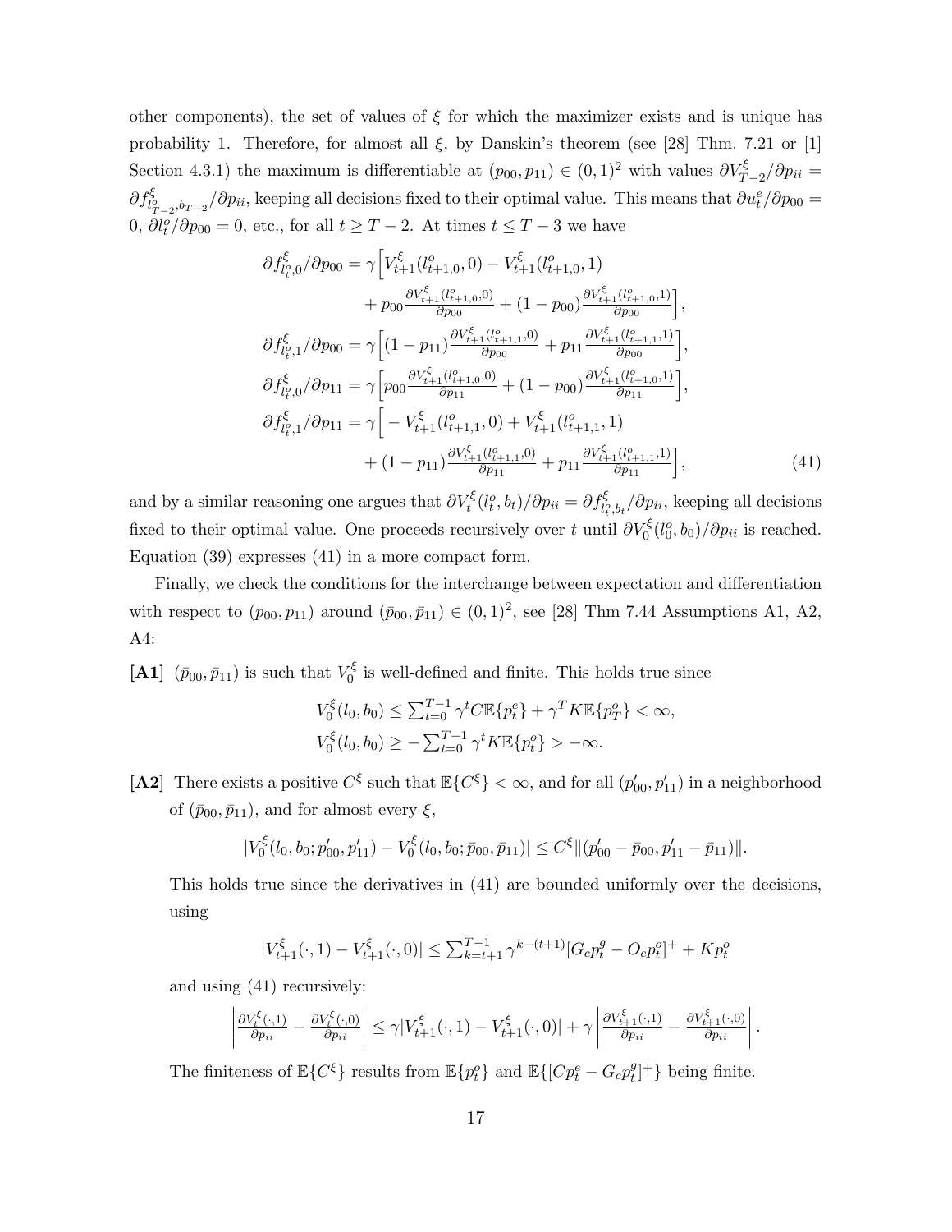other components), the set of values of $\xi$ for which the maximizer exists and is unique has probability 1. Therefore, for almost all $\xi$, by Danskin's theorem (see [28] Thm. 7.21 or [1] Section 4.3.1) the maximum is differentiable at $(p_{00}, p_{11}) \in (0,1)^2$ with values $\partial V^{\xi}_{T-2}/\partial p_{ii} = \partial f^{\xi}_{l^o_{T-2}, b_{T-2}}/\partial p_{ii}$, keeping all decisions fixed to their optimal value. This means that $\partial u^e_t/\partial p_{00} = 0$, $\partial l^o_t/\partial p_{00} = 0$, etc., for all $t \geq T-2$. At times $t \leq T-3$ we have

$$
\begin{aligned}
\partial f^{\xi}_{l^o_t,0}/\partial p_{00} &= \gamma \Big[ V^{\xi}_{t+1}(l^o_{t+1,0}, 0) - V^{\xi}_{t+1}(l^o_{t+1,0}, 1) \\
&\qquad + p_{00} \tfrac{\partial V^{\xi}_{t+1}(l^o_{t+1,0},0)}{\partial p_{00}} + (1-p_{00}) \tfrac{\partial V^{\xi}_{t+1}(l^o_{t+1,0},1)}{\partial p_{00}} \Big], \\
\partial f^{\xi}_{l^o_t,1}/\partial p_{00} &= \gamma \Big[ (1-p_{11}) \tfrac{\partial V^{\xi}_{t+1}(l^o_{t+1,1},0)}{\partial p_{00}} + p_{11} \tfrac{\partial V^{\xi}_{t+1}(l^o_{t+1,1},1)}{\partial p_{00}} \Big], \\
\partial f^{\xi}_{l^o_t,0}/\partial p_{11} &= \gamma \Big[ p_{00} \tfrac{\partial V^{\xi}_{t+1}(l^o_{t+1,0},0)}{\partial p_{11}} + (1-p_{00}) \tfrac{\partial V^{\xi}_{t+1}(l^o_{t+1,0},1)}{\partial p_{11}} \Big], \\
\partial f^{\xi}_{l^o_t,1}/\partial p_{11} &= \gamma \Big[ - V^{\xi}_{t+1}(l^o_{t+1,1}, 0) + V^{\xi}_{t+1}(l^o_{t+1,1}, 1) \\
&\qquad + (1-p_{11}) \tfrac{\partial V^{\xi}_{t+1}(l^o_{t+1,1},0)}{\partial p_{11}} + p_{11} \tfrac{\partial V^{\xi}_{t+1}(l^o_{t+1,1},1)}{\partial p_{11}} \Big],
\end{aligned}
\tag{41}
$$

and by a similar reasoning one argues that $\partial V^{\xi}_t(l^o_t, b_t)/\partial p_{ii} = \partial f^{\xi}_{l^o_t, b_t}/\partial p_{ii}$, keeping all decisions fixed to their optimal value. One proceeds recursively over $t$ until $\partial V^{\xi}_0(l^o_0, b_0)/\partial p_{ii}$ is reached. Equation (39) expresses (41) in a more compact form.

Finally, we check the conditions for the interchange between expectation and differentiation with respect to $(p_{00}, p_{11})$ around $(\bar{p}_{00}, \bar{p}_{11}) \in (0,1)^2$, see [28] Thm 7.44 Assumptions A1, A2, A4:

**[A1]** $(\bar{p}_{00}, \bar{p}_{11})$ is such that $V^{\xi}_0$ is well-defined and finite. This holds true since

$$
\begin{aligned}
V^{\xi}_0(l_0, b_0) &\leq \textstyle\sum_{t=0}^{T-1} \gamma^t C \mathbb{E}\{p^e_t\} + \gamma^T K \mathbb{E}\{p^o_T\} < \infty, \\
V^{\xi}_0(l_0, b_0) &\geq -\textstyle\sum_{t=0}^{T-1} \gamma^t K \mathbb{E}\{p^o_t\} > -\infty.
\end{aligned}
$$

**[A2]** There exists a positive $C^{\xi}$ such that $\mathbb{E}\{C^{\xi}\} < \infty$, and for all $(p'_{00}, p'_{11})$ in a neighborhood of $(\bar{p}_{00}, \bar{p}_{11})$, and for almost every $\xi$,

$$
|V^{\xi}_0(l_0, b_0; p'_{00}, p'_{11}) - V^{\xi}_0(l_0, b_0; \bar{p}_{00}, \bar{p}_{11})| \leq C^{\xi} \|(p'_{00} - \bar{p}_{00}, p'_{11} - \bar{p}_{11})\|.
$$

This holds true since the derivatives in (41) are bounded uniformly over the decisions, using

$$
|V^{\xi}_{t+1}(\cdot, 1) - V^{\xi}_{t+1}(\cdot, 0)| \leq \textstyle\sum_{k=t+1}^{T-1} \gamma^{k-(t+1)} [G_c p^g_t - O_c p^o_t]^+ + K p^o_t
$$

and using (41) recursively:

$$
\left| \tfrac{\partial V^{\xi}_t(\cdot,1)}{\partial p_{ii}} - \tfrac{\partial V^{\xi}_t(\cdot,0)}{\partial p_{ii}} \right| \leq \gamma |V^{\xi}_{t+1}(\cdot, 1) - V^{\xi}_{t+1}(\cdot, 0)| + \gamma \left| \tfrac{\partial V^{\xi}_{t+1}(\cdot,1)}{\partial p_{ii}} - \tfrac{\partial V^{\xi}_{t+1}(\cdot,0)}{\partial p_{ii}} \right|.
$$

The finiteness of $\mathbb{E}\{C^{\xi}\}$ results from $\mathbb{E}\{p^o_t\}$ and $\mathbb{E}\{[C p^e_t - G_c p^g_t]^+\}$ being finite.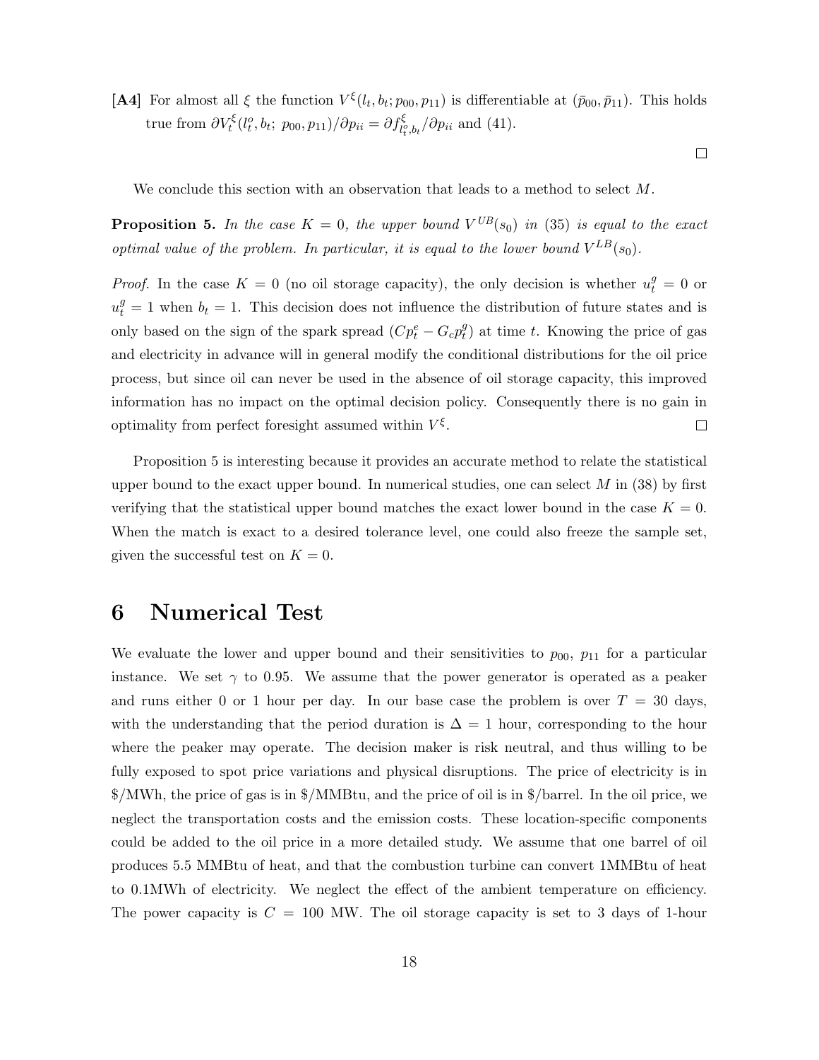**[A4]** For almost all $\xi$ the function $V^{\xi}(l_t, b_t; p_{00}, p_{11})$ is differentiable at $(\bar{p}_{00}, \bar{p}_{11})$. This holds true from $\partial V_t^{\xi}(l_t^o, b_t;\ p_{00}, p_{11})/\partial p_{ii} = \partial f^{\xi}_{l_t^o, b_t}/\partial p_{ii}$ and (41).

□

We conclude this section with an observation that leads to a method to select $M$.

**Proposition 5.** *In the case $K = 0$, the upper bound $V^{UB}(s_0)$ in (35) is equal to the exact optimal value of the problem. In particular, it is equal to the lower bound $V^{LB}(s_0)$.*

*Proof.* In the case $K = 0$ (no oil storage capacity), the only decision is whether $u_t^g = 0$ or $u_t^g = 1$ when $b_t = 1$. This decision does not influence the distribution of future states and is only based on the sign of the spark spread $(Cp_t^e - G_c p_t^g)$ at time $t$. Knowing the price of gas and electricity in advance will in general modify the conditional distributions for the oil price process, but since oil can never be used in the absence of oil storage capacity, this improved information has no impact on the optimal decision policy. Consequently there is no gain in optimality from perfect foresight assumed within $V^{\xi}$. □

Proposition 5 is interesting because it provides an accurate method to relate the statistical upper bound to the exact upper bound. In numerical studies, one can select $M$ in (38) by first verifying that the statistical upper bound matches the exact lower bound in the case $K = 0$. When the match is exact to a desired tolerance level, one could also freeze the sample set, given the successful test on $K = 0$.

# 6 Numerical Test

We evaluate the lower and upper bound and their sensitivities to $p_{00}$, $p_{11}$ for a particular instance. We set $\gamma$ to 0.95. We assume that the power generator is operated as a peaker and runs either 0 or 1 hour per day. In our base case the problem is over $T = 30$ days, with the understanding that the period duration is $\Delta = 1$ hour, corresponding to the hour where the peaker may operate. The decision maker is risk neutral, and thus willing to be fully exposed to spot price variations and physical disruptions. The price of electricity is in \$/MWh, the price of gas is in \$/MMBtu, and the price of oil is in \$/barrel. In the oil price, we neglect the transportation costs and the emission costs. These location-specific components could be added to the oil price in a more detailed study. We assume that one barrel of oil produces 5.5 MMBtu of heat, and that the combustion turbine can convert 1MMBtu of heat to 0.1MWh of electricity. We neglect the effect of the ambient temperature on efficiency. The power capacity is $C = 100$ MW. The oil storage capacity is set to 3 days of 1-hour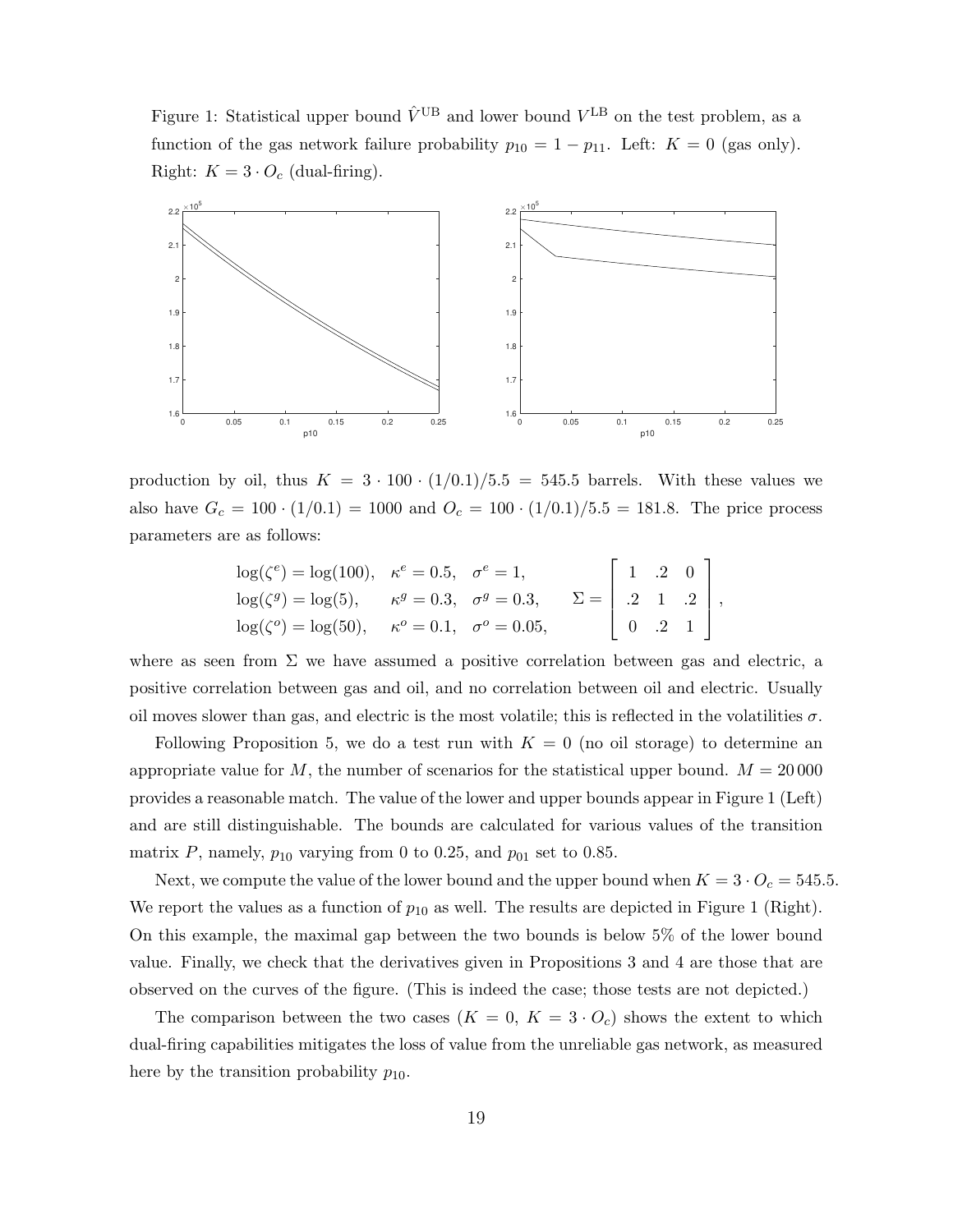Figure 1: Statistical upper bound $\hat{V}^{\text{UB}}$ and lower bound $V^{\text{LB}}$ on the test problem, as a function of the gas network failure probability $p_{10} = 1 - p_{11}$. Left: $K = 0$ (gas only). Right: $K = 3 \cdot O_c$ (dual-firing).

production by oil, thus $K = 3 \cdot 100 \cdot (1/0.1)/5.5 = 545.5$ barrels. With these values we also have $G_c = 100 \cdot (1/0.1) = 1000$ and $O_c = 100 \cdot (1/0.1)/5.5 = 181.8$. The price process parameters are as follows:

$$
\begin{aligned}
\log(\zeta^e) &= \log(100), \quad \kappa^e = 0.5, \quad \sigma^e = 1, \\
\log(\zeta^g) &= \log(5), \quad \kappa^g = 0.3, \quad \sigma^g = 0.3, \\
\log(\zeta^o) &= \log(50), \quad \kappa^o = 0.1, \quad \sigma^o = 0.05,
\end{aligned}
\qquad
\Sigma = \begin{bmatrix} 1 & .2 & 0 \\ .2 & 1 & .2 \\ 0 & .2 & 1 \end{bmatrix},
$$

where as seen from $\Sigma$ we have assumed a positive correlation between gas and electric, a positive correlation between gas and oil, and no correlation between oil and electric. Usually oil moves slower than gas, and electric is the most volatile; this is reflected in the volatilities $\sigma$.

Following Proposition 5, we do a test run with $K = 0$ (no oil storage) to determine an appropriate value for $M$, the number of scenarios for the statistical upper bound. $M = 20\,000$ provides a reasonable match. The value of the lower and upper bounds appear in Figure 1 (Left) and are still distinguishable. The bounds are calculated for various values of the transition matrix $P$, namely, $p_{10}$ varying from 0 to 0.25, and $p_{01}$ set to 0.85.

Next, we compute the value of the lower bound and the upper bound when $K = 3 \cdot O_c = 545.5$. We report the values as a function of $p_{10}$ as well. The results are depicted in Figure 1 (Right). On this example, the maximal gap between the two bounds is below 5% of the lower bound value. Finally, we check that the derivatives given in Propositions 3 and 4 are those that are observed on the curves of the figure. (This is indeed the case; those tests are not depicted.)

The comparison between the two cases ($K = 0$, $K = 3 \cdot O_c$) shows the extent to which dual-firing capabilities mitigates the loss of value from the unreliable gas network, as measured here by the transition probability $p_{10}$.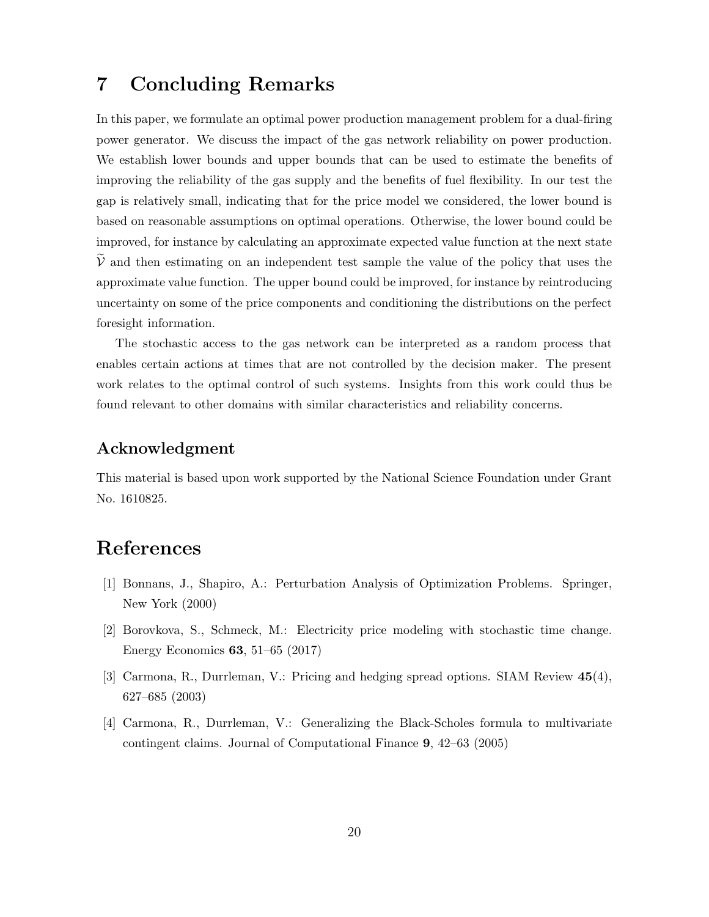# 7 Concluding Remarks

In this paper, we formulate an optimal power production management problem for a dual-firing power generator. We discuss the impact of the gas network reliability on power production. We establish lower bounds and upper bounds that can be used to estimate the benefits of improving the reliability of the gas supply and the benefits of fuel flexibility. In our test the gap is relatively small, indicating that for the price model we considered, the lower bound is based on reasonable assumptions on optimal operations. Otherwise, the lower bound could be improved, for instance by calculating an approximate expected value function at the next state $\widetilde{\mathcal{V}}$ and then estimating on an independent test sample the value of the policy that uses the approximate value function. The upper bound could be improved, for instance by reintroducing uncertainty on some of the price components and conditioning the distributions on the perfect foresight information.

The stochastic access to the gas network can be interpreted as a random process that enables certain actions at times that are not controlled by the decision maker. The present work relates to the optimal control of such systems. Insights from this work could thus be found relevant to other domains with similar characteristics and reliability concerns.

## Acknowledgment

This material is based upon work supported by the National Science Foundation under Grant No. 1610825.

# References

[1] Bonnans, J., Shapiro, A.: Perturbation Analysis of Optimization Problems. Springer, New York (2000)

[2] Borovkova, S., Schmeck, M.: Electricity price modeling with stochastic time change. Energy Economics **63**, 51–65 (2017)

[3] Carmona, R., Durrleman, V.: Pricing and hedging spread options. SIAM Review **45**(4), 627–685 (2003)

[4] Carmona, R., Durrleman, V.: Generalizing the Black-Scholes formula to multivariate contingent claims. Journal of Computational Finance **9**, 42–63 (2005)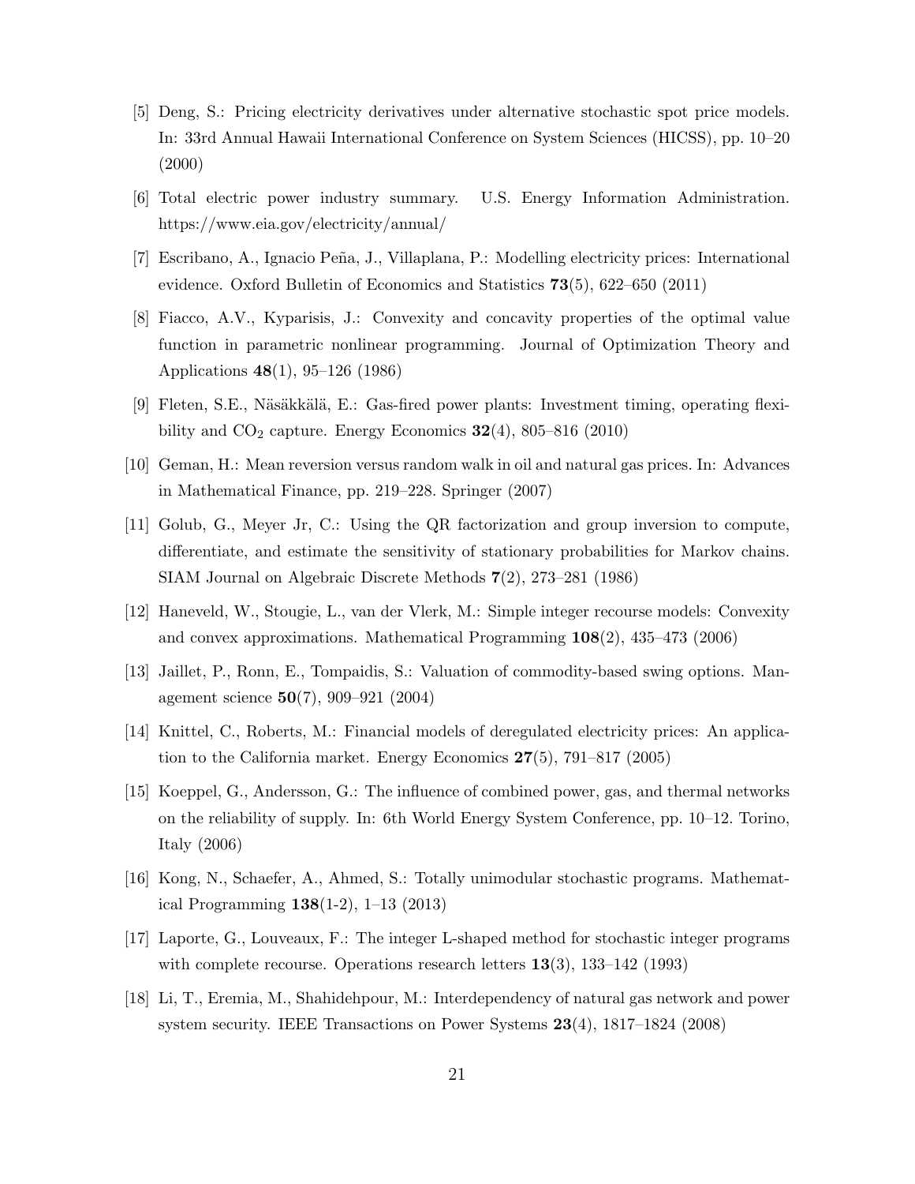[5] Deng, S.: Pricing electricity derivatives under alternative stochastic spot price models. In: 33rd Annual Hawaii International Conference on System Sciences (HICSS), pp. 10–20 (2000)

[6] Total electric power industry summary. U.S. Energy Information Administration. https://www.eia.gov/electricity/annual/

[7] Escribano, A., Ignacio Peña, J., Villaplana, P.: Modelling electricity prices: International evidence. Oxford Bulletin of Economics and Statistics **73**(5), 622–650 (2011)

[8] Fiacco, A.V., Kyparisis, J.: Convexity and concavity properties of the optimal value function in parametric nonlinear programming. Journal of Optimization Theory and Applications **48**(1), 95–126 (1986)

[9] Fleten, S.E., Näsäkkälä, E.: Gas-fired power plants: Investment timing, operating flexibility and $CO_2$ capture. Energy Economics **32**(4), 805–816 (2010)

[10] Geman, H.: Mean reversion versus random walk in oil and natural gas prices. In: Advances in Mathematical Finance, pp. 219–228. Springer (2007)

[11] Golub, G., Meyer Jr, C.: Using the QR factorization and group inversion to compute, differentiate, and estimate the sensitivity of stationary probabilities for Markov chains. SIAM Journal on Algebraic Discrete Methods **7**(2), 273–281 (1986)

[12] Haneveld, W., Stougie, L., van der Vlerk, M.: Simple integer recourse models: Convexity and convex approximations. Mathematical Programming **108**(2), 435–473 (2006)

[13] Jaillet, P., Ronn, E., Tompaidis, S.: Valuation of commodity-based swing options. Management science **50**(7), 909–921 (2004)

[14] Knittel, C., Roberts, M.: Financial models of deregulated electricity prices: An application to the California market. Energy Economics **27**(5), 791–817 (2005)

[15] Koeppel, G., Andersson, G.: The influence of combined power, gas, and thermal networks on the reliability of supply. In: 6th World Energy System Conference, pp. 10–12. Torino, Italy (2006)

[16] Kong, N., Schaefer, A., Ahmed, S.: Totally unimodular stochastic programs. Mathematical Programming **138**(1-2), 1–13 (2013)

[17] Laporte, G., Louveaux, F.: The integer L-shaped method for stochastic integer programs with complete recourse. Operations research letters **13**(3), 133–142 (1993)

[18] Li, T., Eremia, M., Shahidehpour, M.: Interdependency of natural gas network and power system security. IEEE Transactions on Power Systems **23**(4), 1817–1824 (2008)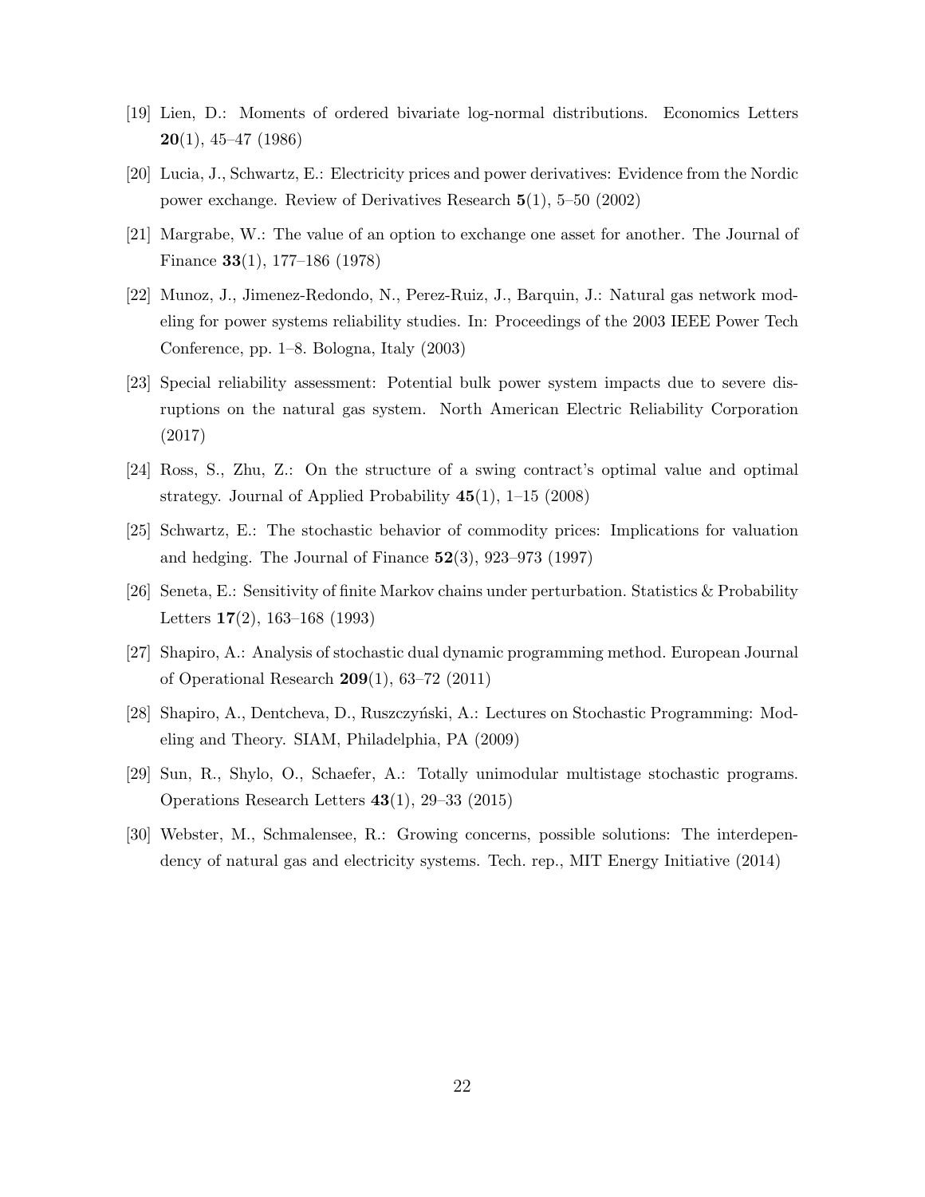[19] Lien, D.: Moments of ordered bivariate log-normal distributions. Economics Letters **20**(1), 45–47 (1986)

[20] Lucia, J., Schwartz, E.: Electricity prices and power derivatives: Evidence from the Nordic power exchange. Review of Derivatives Research **5**(1), 5–50 (2002)

[21] Margrabe, W.: The value of an option to exchange one asset for another. The Journal of Finance **33**(1), 177–186 (1978)

[22] Munoz, J., Jimenez-Redondo, N., Perez-Ruiz, J., Barquin, J.: Natural gas network modeling for power systems reliability studies. In: Proceedings of the 2003 IEEE Power Tech Conference, pp. 1–8. Bologna, Italy (2003)

[23] Special reliability assessment: Potential bulk power system impacts due to severe disruptions on the natural gas system. North American Electric Reliability Corporation (2017)

[24] Ross, S., Zhu, Z.: On the structure of a swing contract's optimal value and optimal strategy. Journal of Applied Probability **45**(1), 1–15 (2008)

[25] Schwartz, E.: The stochastic behavior of commodity prices: Implications for valuation and hedging. The Journal of Finance **52**(3), 923–973 (1997)

[26] Seneta, E.: Sensitivity of finite Markov chains under perturbation. Statistics & Probability Letters **17**(2), 163–168 (1993)

[27] Shapiro, A.: Analysis of stochastic dual dynamic programming method. European Journal of Operational Research **209**(1), 63–72 (2011)

[28] Shapiro, A., Dentcheva, D., Ruszczyński, A.: Lectures on Stochastic Programming: Modeling and Theory. SIAM, Philadelphia, PA (2009)

[29] Sun, R., Shylo, O., Schaefer, A.: Totally unimodular multistage stochastic programs. Operations Research Letters **43**(1), 29–33 (2015)

[30] Webster, M., Schmalensee, R.: Growing concerns, possible solutions: The interdependency of natural gas and electricity systems. Tech. rep., MIT Energy Initiative (2014)